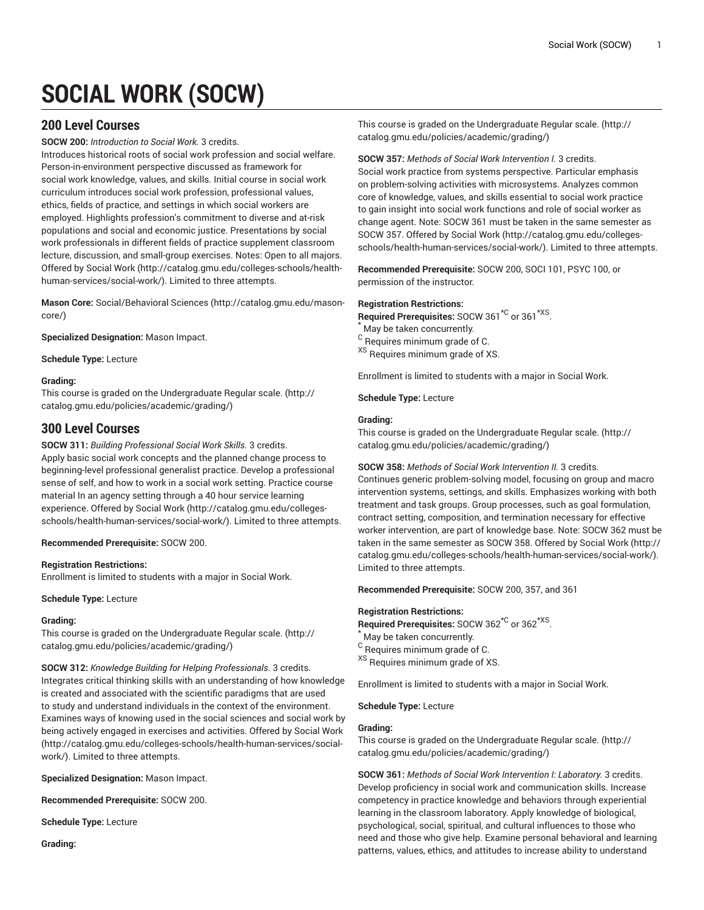# SOCIAL WORK (SOCW)

## 200 Level Courses

**SOCW 200:** *Introduction to Social Work.* 3 credits.
Introduces historical roots of social work profession and social welfare. Person-in-environment perspective discussed as framework for social work knowledge, values, and skills. Initial course in social work curriculum introduces social work profession, professional values, ethics, fields of practice, and settings in which social workers are employed. Highlights profession's commitment to diverse and at-risk populations and social and economic justice. Presentations by social work professionals in different fields of practice supplement classroom lecture, discussion, and small-group exercises. Notes: Open to all majors. Offered by Social Work (http://catalog.gmu.edu/colleges-schools/health-human-services/social-work/). Limited to three attempts.

**Mason Core:** Social/Behavioral Sciences (http://catalog.gmu.edu/mason-core/)

**Specialized Designation:** Mason Impact.

**Schedule Type:** Lecture

**Grading:**
This course is graded on the Undergraduate Regular scale. (http://catalog.gmu.edu/policies/academic/grading/)

## 300 Level Courses

**SOCW 311:** *Building Professional Social Work Skills.* 3 credits.
Apply basic social work concepts and the planned change process to beginning-level professional generalist practice. Develop a professional sense of self, and how to work in a social work setting. Practice course material In an agency setting through a 40 hour service learning experience. Offered by Social Work (http://catalog.gmu.edu/colleges-schools/health-human-services/social-work/). Limited to three attempts.

**Recommended Prerequisite:** SOCW 200.

**Registration Restrictions:**
Enrollment is limited to students with a major in Social Work.

**Schedule Type:** Lecture

**Grading:**
This course is graded on the Undergraduate Regular scale. (http://catalog.gmu.edu/policies/academic/grading/)

**SOCW 312:** *Knowledge Building for Helping Professionals.* 3 credits.
Integrates critical thinking skills with an understanding of how knowledge is created and associated with the scientific paradigms that are used to study and understand individuals in the context of the environment. Examines ways of knowing used in the social sciences and social work by being actively engaged in exercises and activities. Offered by Social Work (http://catalog.gmu.edu/colleges-schools/health-human-services/social-work/). Limited to three attempts.

**Specialized Designation:** Mason Impact.

**Recommended Prerequisite:** SOCW 200.

**Schedule Type:** Lecture

**Grading:**
This course is graded on the Undergraduate Regular scale. (http://catalog.gmu.edu/policies/academic/grading/)

**SOCW 357:** *Methods of Social Work Intervention I.* 3 credits.
Social work practice from systems perspective. Particular emphasis on problem-solving activities with microsystems. Analyzes common core of knowledge, values, and skills essential to social work practice to gain insight into social work functions and role of social worker as change agent. Note: SOCW 361 must be taken in the same semester as SOCW 357. Offered by Social Work (http://catalog.gmu.edu/colleges-schools/health-human-services/social-work/). Limited to three attempts.

**Recommended Prerequisite:** SOCW 200, SOCI 101, PSYC 100, or permission of the instructor.

**Registration Restrictions:**
**Required Prerequisites:** SOCW 361*C or 361*XS.
\* May be taken concurrently.
C Requires minimum grade of C.
XS Requires minimum grade of XS.

Enrollment is limited to students with a major in Social Work.

**Schedule Type:** Lecture

**Grading:**
This course is graded on the Undergraduate Regular scale. (http://catalog.gmu.edu/policies/academic/grading/)

**SOCW 358:** *Methods of Social Work Intervention II.* 3 credits.
Continues generic problem-solving model, focusing on group and macro intervention systems, settings, and skills. Emphasizes working with both treatment and task groups. Group processes, such as goal formulation, contract setting, composition, and termination necessary for effective worker intervention, are part of knowledge base. Note: SOCW 362 must be taken in the same semester as SOCW 358. Offered by Social Work (http://catalog.gmu.edu/colleges-schools/health-human-services/social-work/). Limited to three attempts.

**Recommended Prerequisite:** SOCW 200, 357, and 361

**Registration Restrictions:**
**Required Prerequisites:** SOCW 362*C or 362*XS.
\* May be taken concurrently.
C Requires minimum grade of C.
XS Requires minimum grade of XS.

Enrollment is limited to students with a major in Social Work.

**Schedule Type:** Lecture

**Grading:**
This course is graded on the Undergraduate Regular scale. (http://catalog.gmu.edu/policies/academic/grading/)

**SOCW 361:** *Methods of Social Work Intervention I: Laboratory.* 3 credits.
Develop proficiency in social work and communication skills. Increase competency in practice knowledge and behaviors through experiential learning in the classroom laboratory. Apply knowledge of biological, psychological, social, spiritual, and cultural influences to those who need and those who give help. Examine personal behavioral and learning patterns, values, ethics, and attitudes to increase ability to understand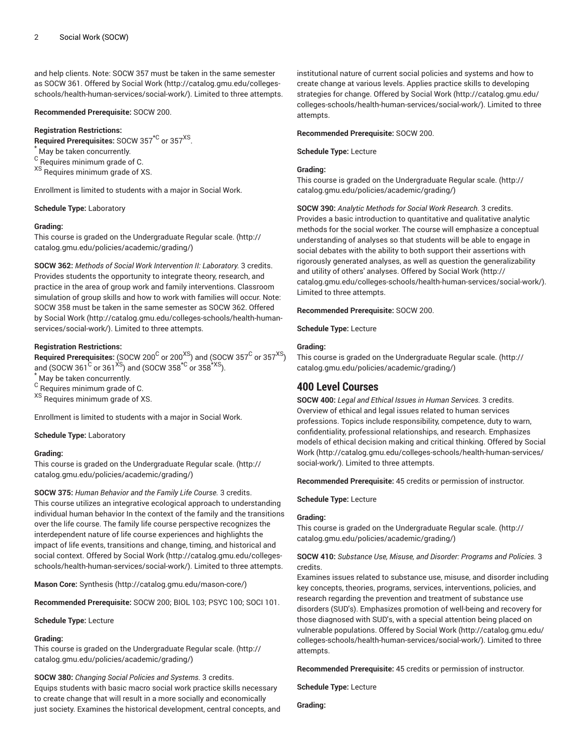and help clients. Note: SOCW 357 must be taken in the same semester as SOCW 361. Offered by Social Work (http://catalog.gmu.edu/colleges-schools/health-human-services/social-work/). Limited to three attempts.

**Recommended Prerequisite:** SOCW 200.

**Registration Restrictions:**

**Required Prerequisites:** SOCW 357*C or 357XS.

* May be taken concurrently.

C Requires minimum grade of C.

XS Requires minimum grade of XS.

Enrollment is limited to students with a major in Social Work.

**Schedule Type:** Laboratory

**Grading:**

This course is graded on the Undergraduate Regular scale. (http://catalog.gmu.edu/policies/academic/grading/)

**SOCW 362:** *Methods of Social Work Intervention II: Laboratory.* 3 credits.
Provides students the opportunity to integrate theory, research, and practice in the area of group work and family interventions. Classroom simulation of group skills and how to work with families will occur. Note: SOCW 358 must be taken in the same semester as SOCW 362. Offered by Social Work (http://catalog.gmu.edu/colleges-schools/health-human-services/social-work/). Limited to three attempts.

**Registration Restrictions:**

**Required Prerequisites:** (SOCW 200C or 200XS) and (SOCW 357C or 357XS) and (SOCW 361C or 361XS) and (SOCW 358*C or 358*XS).

* May be taken concurrently.

C Requires minimum grade of C.

XS Requires minimum grade of XS.

Enrollment is limited to students with a major in Social Work.

**Schedule Type:** Laboratory

**Grading:**

This course is graded on the Undergraduate Regular scale. (http://catalog.gmu.edu/policies/academic/grading/)

**SOCW 375:** *Human Behavior and the Family Life Course.* 3 credits.
This course utilizes an integrative ecological approach to understanding individual human behavior In the context of the family and the transitions over the life course. The family life course perspective recognizes the interdependent nature of life course experiences and highlights the impact of life events, transitions and change, timing, and historical and social context. Offered by Social Work (http://catalog.gmu.edu/colleges-schools/health-human-services/social-work/). Limited to three attempts.

**Mason Core:** Synthesis (http://catalog.gmu.edu/mason-core/)

**Recommended Prerequisite:** SOCW 200; BIOL 103; PSYC 100; SOCI 101.

**Schedule Type:** Lecture

**Grading:**

This course is graded on the Undergraduate Regular scale. (http://catalog.gmu.edu/policies/academic/grading/)

**SOCW 380:** *Changing Social Policies and Systems.* 3 credits.
Equips students with basic macro social work practice skills necessary to create change that will result in a more socially and economically just society. Examines the historical development, central concepts, and institutional nature of current social policies and systems and how to create change at various levels. Applies practice skills to developing strategies for change. Offered by Social Work (http://catalog.gmu.edu/colleges-schools/health-human-services/social-work/). Limited to three attempts.

**Recommended Prerequisite:** SOCW 200.

**Schedule Type:** Lecture

**Grading:**

This course is graded on the Undergraduate Regular scale. (http://catalog.gmu.edu/policies/academic/grading/)

**SOCW 390:** *Analytic Methods for Social Work Research.* 3 credits.
Provides a basic introduction to quantitative and qualitative analytic methods for the social worker. The course will emphasize a conceptual understanding of analyses so that students will be able to engage in social debates with the ability to both support their assertions with rigorously generated analyses, as well as question the generalizability and utility of others' analyses. Offered by Social Work (http://catalog.gmu.edu/colleges-schools/health-human-services/social-work/). Limited to three attempts.

**Recommended Prerequisite:** SOCW 200.

**Schedule Type:** Lecture

**Grading:**

This course is graded on the Undergraduate Regular scale. (http://catalog.gmu.edu/policies/academic/grading/)

## 400 Level Courses

**SOCW 400:** *Legal and Ethical Issues in Human Services.* 3 credits.
Overview of ethical and legal issues related to human services professions. Topics include responsibility, competence, duty to warn, confidentiality, professional relationships, and research. Emphasizes models of ethical decision making and critical thinking. Offered by Social Work (http://catalog.gmu.edu/colleges-schools/health-human-services/social-work/). Limited to three attempts.

**Recommended Prerequisite:** 45 credits or permission of instructor.

**Schedule Type:** Lecture

**Grading:**

This course is graded on the Undergraduate Regular scale. (http://catalog.gmu.edu/policies/academic/grading/)

**SOCW 410:** *Substance Use, Misuse, and Disorder: Programs and Policies.* 3 credits.
Examines issues related to substance use, misuse, and disorder including key concepts, theories, programs, services, interventions, policies, and research regarding the prevention and treatment of substance use disorders (SUD's). Emphasizes promotion of well-being and recovery for those diagnosed with SUD's, with a special attention being placed on vulnerable populations. Offered by Social Work (http://catalog.gmu.edu/colleges-schools/health-human-services/social-work/). Limited to three attempts.

**Recommended Prerequisite:** 45 credits or permission of instructor.

**Schedule Type:** Lecture

**Grading:**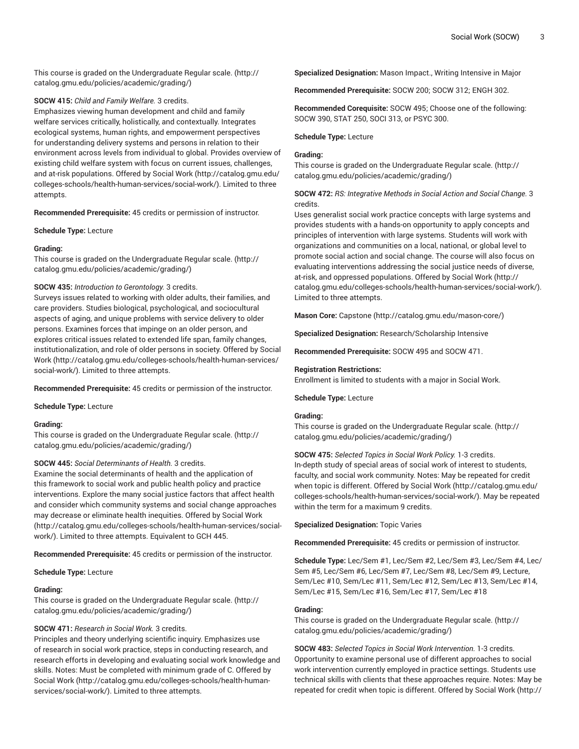This course is graded on the Undergraduate Regular scale. (http://catalog.gmu.edu/policies/academic/grading/)

**SOCW 415:** *Child and Family Welfare.* 3 credits.
Emphasizes viewing human development and child and family welfare services critically, holistically, and contextually. Integrates ecological systems, human rights, and empowerment perspectives for understanding delivery systems and persons in relation to their environment across levels from individual to global. Provides overview of existing child welfare system with focus on current issues, challenges, and at-risk populations. Offered by Social Work (http://catalog.gmu.edu/colleges-schools/health-human-services/social-work/). Limited to three attempts.

**Recommended Prerequisite:** 45 credits or permission of instructor.

**Schedule Type:** Lecture

**Grading:**
This course is graded on the Undergraduate Regular scale. (http://catalog.gmu.edu/policies/academic/grading/)

**SOCW 435:** *Introduction to Gerontology.* 3 credits.
Surveys issues related to working with older adults, their families, and care providers. Studies biological, psychological, and sociocultural aspects of aging, and unique problems with service delivery to older persons. Examines forces that impinge on an older person, and explores critical issues related to extended life span, family changes, institutionalization, and role of older persons in society. Offered by Social Work (http://catalog.gmu.edu/colleges-schools/health-human-services/social-work/). Limited to three attempts.

**Recommended Prerequisite:** 45 credits or permission of the instructor.

**Schedule Type:** Lecture

**Grading:**
This course is graded on the Undergraduate Regular scale. (http://catalog.gmu.edu/policies/academic/grading/)

**SOCW 445:** *Social Determinants of Health.* 3 credits.
Examine the social determinants of health and the application of this framework to social work and public health policy and practice interventions. Explore the many social justice factors that affect health and consider which community systems and social change approaches may decrease or eliminate health inequities. Offered by Social Work (http://catalog.gmu.edu/colleges-schools/health-human-services/social-work/). Limited to three attempts. Equivalent to GCH 445.

**Recommended Prerequisite:** 45 credits or permission of the instructor.

**Schedule Type:** Lecture

**Grading:**
This course is graded on the Undergraduate Regular scale. (http://catalog.gmu.edu/policies/academic/grading/)

**SOCW 471:** *Research in Social Work.* 3 credits.
Principles and theory underlying scientific inquiry. Emphasizes use of research in social work practice, steps in conducting research, and research efforts in developing and evaluating social work knowledge and skills. Notes: Must be completed with minimum grade of C. Offered by Social Work (http://catalog.gmu.edu/colleges-schools/health-human-services/social-work/). Limited to three attempts.

**Specialized Designation:** Mason Impact., Writing Intensive in Major

**Recommended Prerequisite:** SOCW 200; SOCW 312; ENGH 302.

**Recommended Corequisite:** SOCW 495; Choose one of the following: SOCW 390, STAT 250, SOCI 313, or PSYC 300.

**Schedule Type:** Lecture

**Grading:**
This course is graded on the Undergraduate Regular scale. (http://catalog.gmu.edu/policies/academic/grading/)

**SOCW 472:** *RS: Integrative Methods in Social Action and Social Change.* 3 credits.
Uses generalist social work practice concepts with large systems and provides students with a hands-on opportunity to apply concepts and principles of intervention with large systems. Students will work with organizations and communities on a local, national, or global level to promote social action and social change. The course will also focus on evaluating interventions addressing the social justice needs of diverse, at-risk, and oppressed populations. Offered by Social Work (http://catalog.gmu.edu/colleges-schools/health-human-services/social-work/). Limited to three attempts.

**Mason Core:** Capstone (http://catalog.gmu.edu/mason-core/)

**Specialized Designation:** Research/Scholarship Intensive

**Recommended Prerequisite:** SOCW 495 and SOCW 471.

**Registration Restrictions:**
Enrollment is limited to students with a major in Social Work.

**Schedule Type:** Lecture

**Grading:**
This course is graded on the Undergraduate Regular scale. (http://catalog.gmu.edu/policies/academic/grading/)

**SOCW 475:** *Selected Topics in Social Work Policy.* 1-3 credits.
In-depth study of special areas of social work of interest to students, faculty, and social work community. Notes: May be repeated for credit when topic is different. Offered by Social Work (http://catalog.gmu.edu/colleges-schools/health-human-services/social-work/). May be repeated within the term for a maximum 9 credits.

**Specialized Designation:** Topic Varies

**Recommended Prerequisite:** 45 credits or permission of instructor.

**Schedule Type:** Lec/Sem #1, Lec/Sem #2, Lec/Sem #3, Lec/Sem #4, Lec/Sem #5, Lec/Sem #6, Lec/Sem #7, Lec/Sem #8, Lec/Sem #9, Lecture, Sem/Lec #10, Sem/Lec #11, Sem/Lec #12, Sem/Lec #13, Sem/Lec #14, Sem/Lec #15, Sem/Lec #16, Sem/Lec #17, Sem/Lec #18

**Grading:**
This course is graded on the Undergraduate Regular scale. (http://catalog.gmu.edu/policies/academic/grading/)

**SOCW 483:** *Selected Topics in Social Work Intervention.* 1-3 credits.
Opportunity to examine personal use of different approaches to social work intervention currently employed in practice settings. Students use technical skills with clients that these approaches require. Notes: May be repeated for credit when topic is different. Offered by Social Work (http://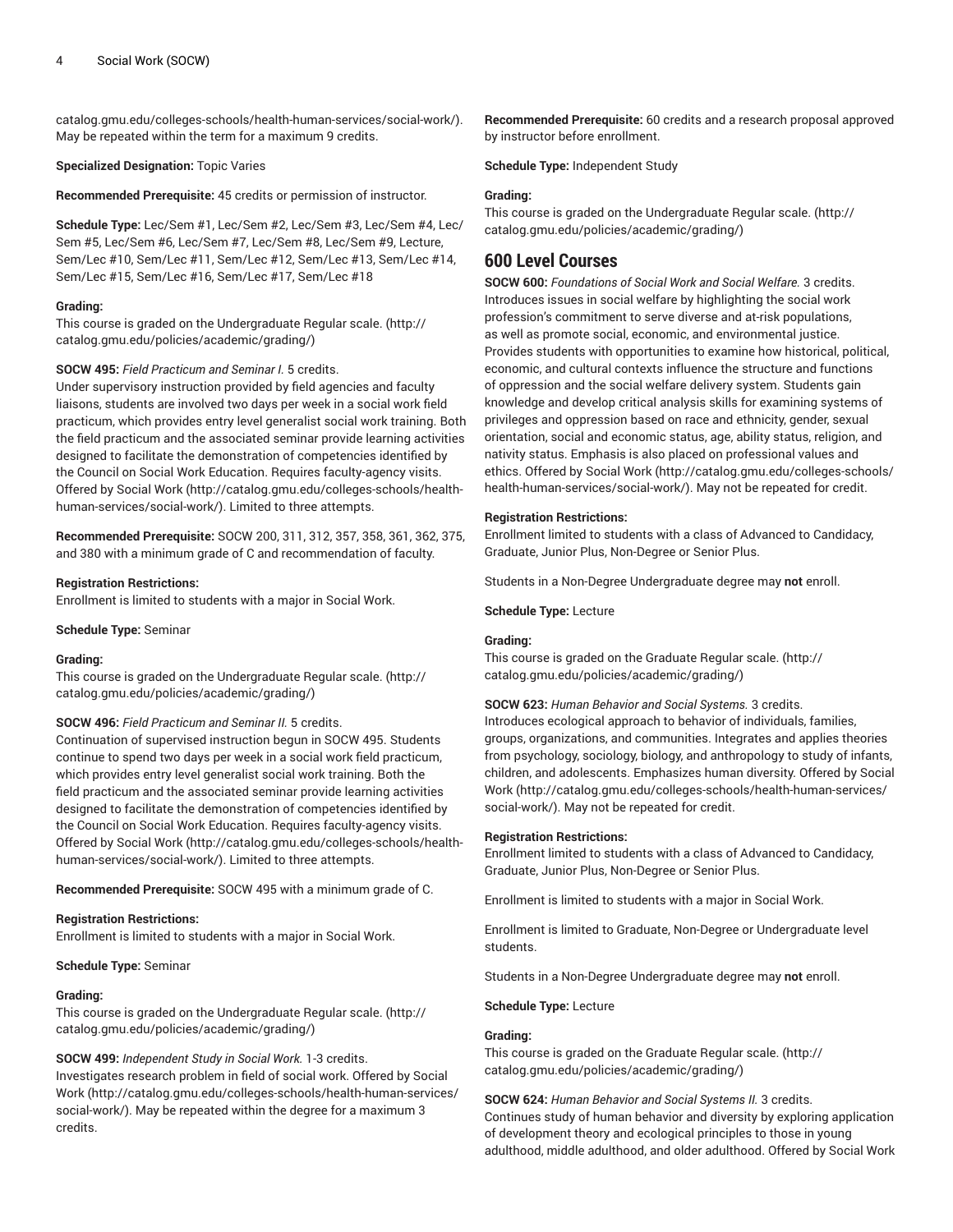catalog.gmu.edu/colleges-schools/health-human-services/social-work/). May be repeated within the term for a maximum 9 credits.

**Specialized Designation:** Topic Varies

**Recommended Prerequisite:** 45 credits or permission of instructor.

**Schedule Type:** Lec/Sem #1, Lec/Sem #2, Lec/Sem #3, Lec/Sem #4, Lec/Sem #5, Lec/Sem #6, Lec/Sem #7, Lec/Sem #8, Lec/Sem #9, Lecture, Sem/Lec #10, Sem/Lec #11, Sem/Lec #12, Sem/Lec #13, Sem/Lec #14, Sem/Lec #15, Sem/Lec #16, Sem/Lec #17, Sem/Lec #18

**Grading:**
This course is graded on the Undergraduate Regular scale. (http://catalog.gmu.edu/policies/academic/grading/)

**SOCW 495:** *Field Practicum and Seminar I.* 5 credits.
Under supervisory instruction provided by field agencies and faculty liaisons, students are involved two days per week in a social work field practicum, which provides entry level generalist social work training. Both the field practicum and the associated seminar provide learning activities designed to facilitate the demonstration of competencies identified by the Council on Social Work Education. Requires faculty-agency visits. Offered by Social Work (http://catalog.gmu.edu/colleges-schools/health-human-services/social-work/). Limited to three attempts.

**Recommended Prerequisite:** SOCW 200, 311, 312, 357, 358, 361, 362, 375, and 380 with a minimum grade of C and recommendation of faculty.

**Registration Restrictions:**
Enrollment is limited to students with a major in Social Work.

**Schedule Type:** Seminar

**Grading:**
This course is graded on the Undergraduate Regular scale. (http://catalog.gmu.edu/policies/academic/grading/)

**SOCW 496:** *Field Practicum and Seminar II.* 5 credits.
Continuation of supervised instruction begun in SOCW 495. Students continue to spend two days per week in a social work field practicum, which provides entry level generalist social work training. Both the field practicum and the associated seminar provide learning activities designed to facilitate the demonstration of competencies identified by the Council on Social Work Education. Requires faculty-agency visits. Offered by Social Work (http://catalog.gmu.edu/colleges-schools/health-human-services/social-work/). Limited to three attempts.

**Recommended Prerequisite:** SOCW 495 with a minimum grade of C.

**Registration Restrictions:**
Enrollment is limited to students with a major in Social Work.

**Schedule Type:** Seminar

**Grading:**
This course is graded on the Undergraduate Regular scale. (http://catalog.gmu.edu/policies/academic/grading/)

**SOCW 499:** *Independent Study in Social Work.* 1-3 credits.
Investigates research problem in field of social work. Offered by Social Work (http://catalog.gmu.edu/colleges-schools/health-human-services/social-work/). May be repeated within the degree for a maximum 3 credits.

**Recommended Prerequisite:** 60 credits and a research proposal approved by instructor before enrollment.

**Schedule Type:** Independent Study

**Grading:**
This course is graded on the Undergraduate Regular scale. (http://catalog.gmu.edu/policies/academic/grading/)

## 600 Level Courses

**SOCW 600:** *Foundations of Social Work and Social Welfare.* 3 credits.
Introduces issues in social welfare by highlighting the social work profession's commitment to serve diverse and at-risk populations, as well as promote social, economic, and environmental justice. Provides students with opportunities to examine how historical, political, economic, and cultural contexts influence the structure and functions of oppression and the social welfare delivery system. Students gain knowledge and develop critical analysis skills for examining systems of privileges and oppression based on race and ethnicity, gender, sexual orientation, social and economic status, age, ability status, religion, and nativity status. Emphasis is also placed on professional values and ethics. Offered by Social Work (http://catalog.gmu.edu/colleges-schools/health-human-services/social-work/). May not be repeated for credit.

**Registration Restrictions:**
Enrollment limited to students with a class of Advanced to Candidacy, Graduate, Junior Plus, Non-Degree or Senior Plus.

Students in a Non-Degree Undergraduate degree may **not** enroll.

**Schedule Type:** Lecture

**Grading:**
This course is graded on the Graduate Regular scale. (http://catalog.gmu.edu/policies/academic/grading/)

**SOCW 623:** *Human Behavior and Social Systems.* 3 credits.
Introduces ecological approach to behavior of individuals, families, groups, organizations, and communities. Integrates and applies theories from psychology, sociology, biology, and anthropology to study of infants, children, and adolescents. Emphasizes human diversity. Offered by Social Work (http://catalog.gmu.edu/colleges-schools/health-human-services/social-work/). May not be repeated for credit.

**Registration Restrictions:**
Enrollment limited to students with a class of Advanced to Candidacy, Graduate, Junior Plus, Non-Degree or Senior Plus.

Enrollment is limited to students with a major in Social Work.

Enrollment is limited to Graduate, Non-Degree or Undergraduate level students.

Students in a Non-Degree Undergraduate degree may **not** enroll.

**Schedule Type:** Lecture

**Grading:**
This course is graded on the Graduate Regular scale. (http://catalog.gmu.edu/policies/academic/grading/)

**SOCW 624:** *Human Behavior and Social Systems II.* 3 credits.
Continues study of human behavior and diversity by exploring application of development theory and ecological principles to those in young adulthood, middle adulthood, and older adulthood. Offered by Social Work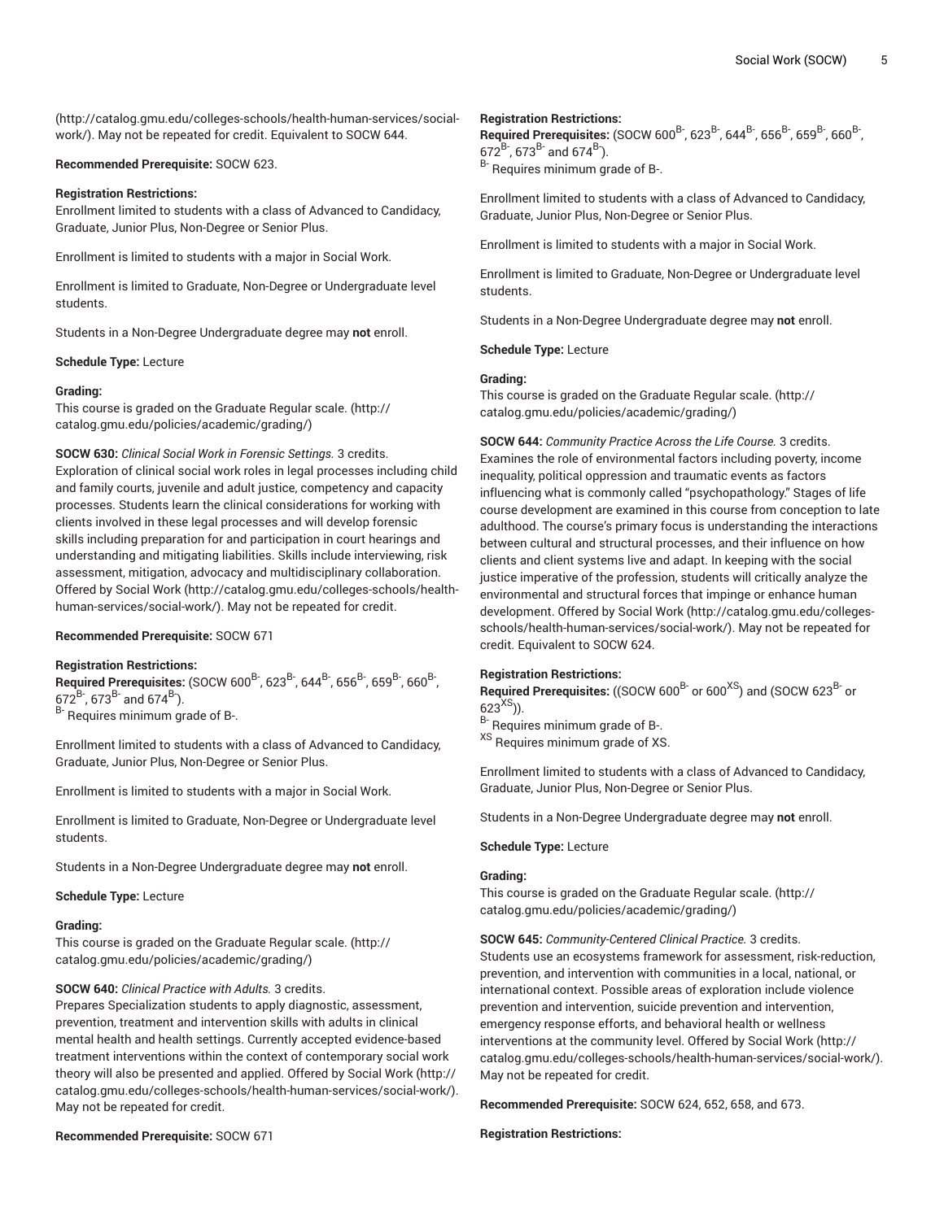(http://catalog.gmu.edu/colleges-schools/health-human-services/social-work/). May not be repeated for credit. Equivalent to SOCW 644.

**Recommended Prerequisite:** SOCW 623.

**Registration Restrictions:**
Enrollment limited to students with a class of Advanced to Candidacy, Graduate, Junior Plus, Non-Degree or Senior Plus.

Enrollment is limited to students with a major in Social Work.

Enrollment is limited to Graduate, Non-Degree or Undergraduate level students.

Students in a Non-Degree Undergraduate degree may **not** enroll.

**Schedule Type:** Lecture

**Grading:**
This course is graded on the Graduate Regular scale. (http://catalog.gmu.edu/policies/academic/grading/)

**SOCW 630:** *Clinical Social Work in Forensic Settings.* 3 credits.
Exploration of clinical social work roles in legal processes including child and family courts, juvenile and adult justice, competency and capacity processes. Students learn the clinical considerations for working with clients involved in these legal processes and will develop forensic skills including preparation for and participation in court hearings and understanding and mitigating liabilities. Skills include interviewing, risk assessment, mitigation, advocacy and multidisciplinary collaboration. Offered by Social Work (http://catalog.gmu.edu/colleges-schools/health-human-services/social-work/). May not be repeated for credit.

**Recommended Prerequisite:** SOCW 671

**Registration Restrictions:**
**Required Prerequisites:** (SOCW 600[B-], 623[B-], 644[B-], 656[B-], 659[B-], 660[B-], 672[B-], 673[B-] and 674[B-]).
[B-] Requires minimum grade of B-.

Enrollment limited to students with a class of Advanced to Candidacy, Graduate, Junior Plus, Non-Degree or Senior Plus.

Enrollment is limited to students with a major in Social Work.

Enrollment is limited to Graduate, Non-Degree or Undergraduate level students.

Students in a Non-Degree Undergraduate degree may **not** enroll.

**Schedule Type:** Lecture

**Grading:**
This course is graded on the Graduate Regular scale. (http://catalog.gmu.edu/policies/academic/grading/)

**SOCW 640:** *Clinical Practice with Adults.* 3 credits.
Prepares Specialization students to apply diagnostic, assessment, prevention, treatment and intervention skills with adults in clinical mental health and health settings. Currently accepted evidence-based treatment interventions within the context of contemporary social work theory will also be presented and applied. Offered by Social Work (http://catalog.gmu.edu/colleges-schools/health-human-services/social-work/). May not be repeated for credit.

**Recommended Prerequisite:** SOCW 671

**Registration Restrictions:**
**Required Prerequisites:** (SOCW 600[B-], 623[B-], 644[B-], 656[B-], 659[B-], 660[B-], 672[B-], 673[B-] and 674[B-]).
[B-] Requires minimum grade of B-.

Enrollment limited to students with a class of Advanced to Candidacy, Graduate, Junior Plus, Non-Degree or Senior Plus.

Enrollment is limited to students with a major in Social Work.

Enrollment is limited to Graduate, Non-Degree or Undergraduate level students.

Students in a Non-Degree Undergraduate degree may **not** enroll.

**Schedule Type:** Lecture

**Grading:**
This course is graded on the Graduate Regular scale. (http://catalog.gmu.edu/policies/academic/grading/)

**SOCW 644:** *Community Practice Across the Life Course.* 3 credits.
Examines the role of environmental factors including poverty, income inequality, political oppression and traumatic events as factors influencing what is commonly called "psychopathology." Stages of life course development are examined in this course from conception to late adulthood. The course's primary focus is understanding the interactions between cultural and structural processes, and their influence on how clients and client systems live and adapt. In keeping with the social justice imperative of the profession, students will critically analyze the environmental and structural forces that impinge or enhance human development. Offered by Social Work (http://catalog.gmu.edu/colleges-schools/health-human-services/social-work/). May not be repeated for credit. Equivalent to SOCW 624.

**Registration Restrictions:**
**Required Prerequisites:** ((SOCW 600[B-] or 600[XS]) and (SOCW 623[B-] or 623[XS])).
[B-] Requires minimum grade of B-.
[XS] Requires minimum grade of XS.

Enrollment limited to students with a class of Advanced to Candidacy, Graduate, Junior Plus, Non-Degree or Senior Plus.

Students in a Non-Degree Undergraduate degree may **not** enroll.

**Schedule Type:** Lecture

**Grading:**
This course is graded on the Graduate Regular scale. (http://catalog.gmu.edu/policies/academic/grading/)

**SOCW 645:** *Community-Centered Clinical Practice.* 3 credits.
Students use an ecosystems framework for assessment, risk-reduction, prevention, and intervention with communities in a local, national, or international context. Possible areas of exploration include violence prevention and intervention, suicide prevention and intervention, emergency response efforts, and behavioral health or wellness interventions at the community level. Offered by Social Work (http://catalog.gmu.edu/colleges-schools/health-human-services/social-work/). May not be repeated for credit.

**Recommended Prerequisite:** SOCW 624, 652, 658, and 673.

**Registration Restrictions:**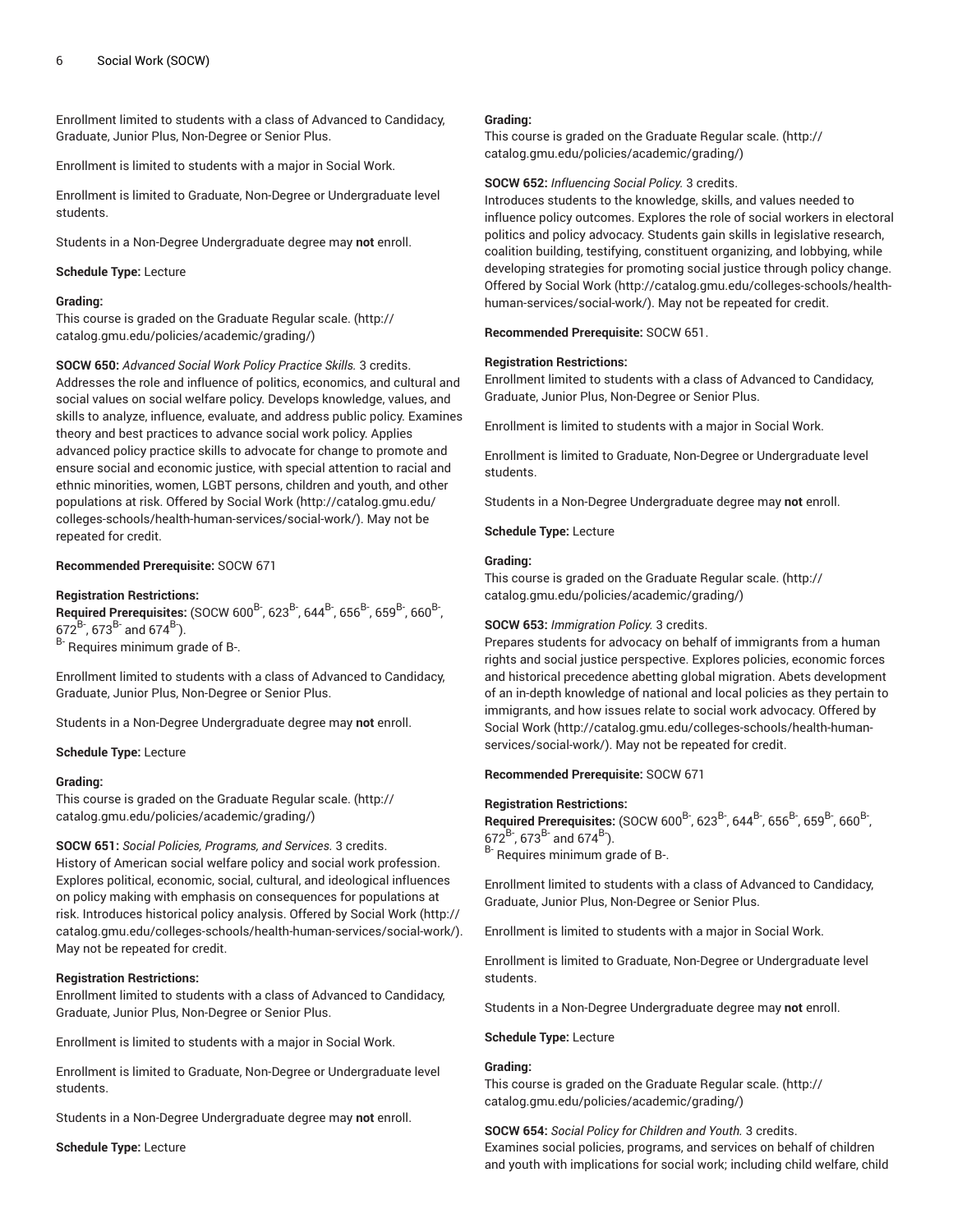Enrollment limited to students with a class of Advanced to Candidacy, Graduate, Junior Plus, Non-Degree or Senior Plus.

Enrollment is limited to students with a major in Social Work.

Enrollment is limited to Graduate, Non-Degree or Undergraduate level students.

Students in a Non-Degree Undergraduate degree may **not** enroll.

**Schedule Type:** Lecture

**Grading:**
This course is graded on the Graduate Regular scale. (http://catalog.gmu.edu/policies/academic/grading/)

**SOCW 650:** *Advanced Social Work Policy Practice Skills.* 3 credits.
Addresses the role and influence of politics, economics, and cultural and social values on social welfare policy. Develops knowledge, values, and skills to analyze, influence, evaluate, and address public policy. Examines theory and best practices to advance social work policy. Applies advanced policy practice skills to advocate for change to promote and ensure social and economic justice, with special attention to racial and ethnic minorities, women, LGBT persons, children and youth, and other populations at risk. Offered by Social Work (http://catalog.gmu.edu/colleges-schools/health-human-services/social-work/). May not be repeated for credit.

**Recommended Prerequisite:** SOCW 671

**Registration Restrictions:**
**Required Prerequisites:** (SOCW 600[B-], 623[B-], 644[B-], 656[B-], 659[B-], 660[B-], 672[B-], 673[B-] and 674[B-]).
[B-] Requires minimum grade of B-.

Enrollment limited to students with a class of Advanced to Candidacy, Graduate, Junior Plus, Non-Degree or Senior Plus.

Students in a Non-Degree Undergraduate degree may **not** enroll.

**Schedule Type:** Lecture

**Grading:**
This course is graded on the Graduate Regular scale. (http://catalog.gmu.edu/policies/academic/grading/)

**SOCW 651:** *Social Policies, Programs, and Services.* 3 credits.
History of American social welfare policy and social work profession. Explores political, economic, social, cultural, and ideological influences on policy making with emphasis on consequences for populations at risk. Introduces historical policy analysis. Offered by Social Work (http://catalog.gmu.edu/colleges-schools/health-human-services/social-work/). May not be repeated for credit.

**Registration Restrictions:**
Enrollment limited to students with a class of Advanced to Candidacy, Graduate, Junior Plus, Non-Degree or Senior Plus.

Enrollment is limited to students with a major in Social Work.

Enrollment is limited to Graduate, Non-Degree or Undergraduate level students.

Students in a Non-Degree Undergraduate degree may **not** enroll.

**Schedule Type:** Lecture

**Grading:**
This course is graded on the Graduate Regular scale. (http://catalog.gmu.edu/policies/academic/grading/)

**SOCW 652:** *Influencing Social Policy.* 3 credits.
Introduces students to the knowledge, skills, and values needed to influence policy outcomes. Explores the role of social workers in electoral politics and policy advocacy. Students gain skills in legislative research, coalition building, testifying, constituent organizing, and lobbying, while developing strategies for promoting social justice through policy change. Offered by Social Work (http://catalog.gmu.edu/colleges-schools/health-human-services/social-work/). May not be repeated for credit.

**Recommended Prerequisite:** SOCW 651.

**Registration Restrictions:**
Enrollment limited to students with a class of Advanced to Candidacy, Graduate, Junior Plus, Non-Degree or Senior Plus.

Enrollment is limited to students with a major in Social Work.

Enrollment is limited to Graduate, Non-Degree or Undergraduate level students.

Students in a Non-Degree Undergraduate degree may **not** enroll.

**Schedule Type:** Lecture

**Grading:**
This course is graded on the Graduate Regular scale. (http://catalog.gmu.edu/policies/academic/grading/)

**SOCW 653:** *Immigration Policy.* 3 credits.
Prepares students for advocacy on behalf of immigrants from a human rights and social justice perspective. Explores policies, economic forces and historical precedence abetting global migration. Abets development of an in-depth knowledge of national and local policies as they pertain to immigrants, and how issues relate to social work advocacy. Offered by Social Work (http://catalog.gmu.edu/colleges-schools/health-human-services/social-work/). May not be repeated for credit.

**Recommended Prerequisite:** SOCW 671

**Registration Restrictions:**
**Required Prerequisites:** (SOCW 600[B-], 623[B-], 644[B-], 656[B-], 659[B-], 660[B-], 672[B-], 673[B-] and 674[B-]).
[B-] Requires minimum grade of B-.

Enrollment limited to students with a class of Advanced to Candidacy, Graduate, Junior Plus, Non-Degree or Senior Plus.

Enrollment is limited to students with a major in Social Work.

Enrollment is limited to Graduate, Non-Degree or Undergraduate level students.

Students in a Non-Degree Undergraduate degree may **not** enroll.

**Schedule Type:** Lecture

**Grading:**
This course is graded on the Graduate Regular scale. (http://catalog.gmu.edu/policies/academic/grading/)

**SOCW 654:** *Social Policy for Children and Youth.* 3 credits.
Examines social policies, programs, and services on behalf of children and youth with implications for social work; including child welfare, child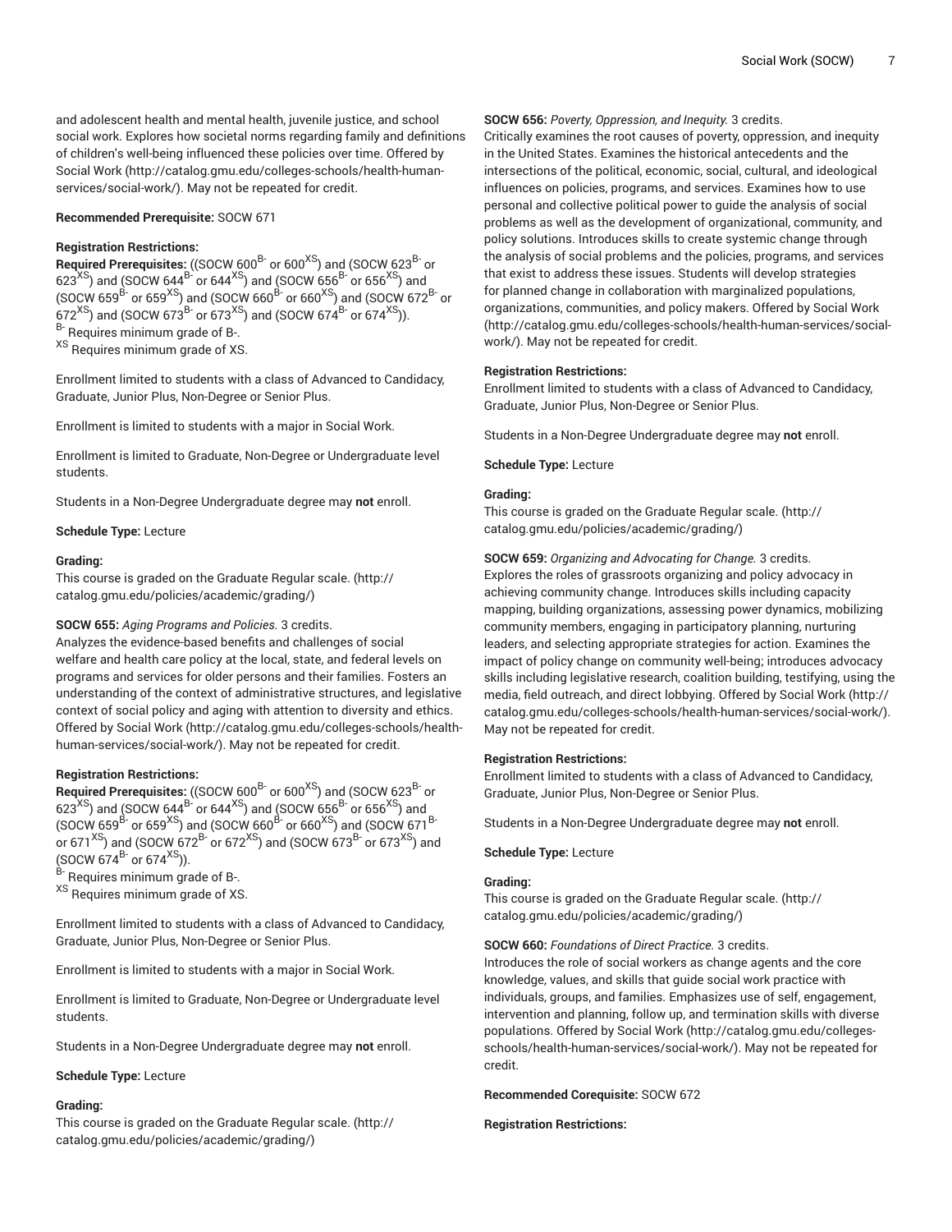and adolescent health and mental health, juvenile justice, and school social work. Explores how societal norms regarding family and definitions of children's well-being influenced these policies over time. Offered by Social Work (http://catalog.gmu.edu/colleges-schools/health-human-services/social-work/). May not be repeated for credit.

**Recommended Prerequisite:** SOCW 671

**Registration Restrictions:**

**Required Prerequisites:** ((SOCW 600[B-] or 600[XS]) and (SOCW 623[B-] or 623[XS]) and (SOCW 644[B-] or 644[XS]) and (SOCW 656[B-] or 656[XS]) and (SOCW 659[B-] or 659[XS]) and (SOCW 660[B-] or 660[XS]) and (SOCW 672[B-] or 672[XS]) and (SOCW 673[B-] or 673[XS]) and (SOCW 674[B-] or 674[XS])).
[B-] Requires minimum grade of B-.
[XS] Requires minimum grade of XS.

Enrollment limited to students with a class of Advanced to Candidacy, Graduate, Junior Plus, Non-Degree or Senior Plus.

Enrollment is limited to students with a major in Social Work.

Enrollment is limited to Graduate, Non-Degree or Undergraduate level students.

Students in a Non-Degree Undergraduate degree may **not** enroll.

**Schedule Type:** Lecture

**Grading:**

This course is graded on the Graduate Regular scale. (http://catalog.gmu.edu/policies/academic/grading/)

**SOCW 655:** *Aging Programs and Policies.* 3 credits.
Analyzes the evidence-based benefits and challenges of social welfare and health care policy at the local, state, and federal levels on programs and services for older persons and their families. Fosters an understanding of the context of administrative structures, and legislative context of social policy and aging with attention to diversity and ethics. Offered by Social Work (http://catalog.gmu.edu/colleges-schools/health-human-services/social-work/). May not be repeated for credit.

**Registration Restrictions:**

**Required Prerequisites:** ((SOCW 600[B-] or 600[XS]) and (SOCW 623[B-] or 623[XS]) and (SOCW 644[B-] or 644[XS]) and (SOCW 656[B-] or 656[XS]) and (SOCW 659[B-] or 659[XS]) and (SOCW 660[B-] or 660[XS]) and (SOCW 671[B-] or 671[XS]) and (SOCW 672[B-] or 672[XS]) and (SOCW 673[B-] or 673[XS]) and (SOCW 674[B-] or 674[XS])).
[B-] Requires minimum grade of B-.
[XS] Requires minimum grade of XS.

Enrollment limited to students with a class of Advanced to Candidacy, Graduate, Junior Plus, Non-Degree or Senior Plus.

Enrollment is limited to students with a major in Social Work.

Enrollment is limited to Graduate, Non-Degree or Undergraduate level students.

Students in a Non-Degree Undergraduate degree may **not** enroll.

**Schedule Type:** Lecture

**Grading:**

This course is graded on the Graduate Regular scale. (http://catalog.gmu.edu/policies/academic/grading/)

**SOCW 656:** *Poverty, Oppression, and Inequity.* 3 credits.
Critically examines the root causes of poverty, oppression, and inequity in the United States. Examines the historical antecedents and the intersections of the political, economic, social, cultural, and ideological influences on policies, programs, and services. Examines how to use personal and collective political power to guide the analysis of social problems as well as the development of organizational, community, and policy solutions. Introduces skills to create systemic change through the analysis of social problems and the policies, programs, and services that exist to address these issues. Students will develop strategies for planned change in collaboration with marginalized populations, organizations, communities, and policy makers. Offered by Social Work (http://catalog.gmu.edu/colleges-schools/health-human-services/social-work/). May not be repeated for credit.

**Registration Restrictions:**

Enrollment limited to students with a class of Advanced to Candidacy, Graduate, Junior Plus, Non-Degree or Senior Plus.

Students in a Non-Degree Undergraduate degree may **not** enroll.

**Schedule Type:** Lecture

**Grading:**

This course is graded on the Graduate Regular scale. (http://catalog.gmu.edu/policies/academic/grading/)

**SOCW 659:** *Organizing and Advocating for Change.* 3 credits.
Explores the roles of grassroots organizing and policy advocacy in achieving community change. Introduces skills including capacity mapping, building organizations, assessing power dynamics, mobilizing community members, engaging in participatory planning, nurturing leaders, and selecting appropriate strategies for action. Examines the impact of policy change on community well-being; introduces advocacy skills including legislative research, coalition building, testifying, using the media, field outreach, and direct lobbying. Offered by Social Work (http://catalog.gmu.edu/colleges-schools/health-human-services/social-work/). May not be repeated for credit.

**Registration Restrictions:**

Enrollment limited to students with a class of Advanced to Candidacy, Graduate, Junior Plus, Non-Degree or Senior Plus.

Students in a Non-Degree Undergraduate degree may **not** enroll.

**Schedule Type:** Lecture

**Grading:**

This course is graded on the Graduate Regular scale. (http://catalog.gmu.edu/policies/academic/grading/)

**SOCW 660:** *Foundations of Direct Practice.* 3 credits.
Introduces the role of social workers as change agents and the core knowledge, values, and skills that guide social work practice with individuals, groups, and families. Emphasizes use of self, engagement, intervention and planning, follow up, and termination skills with diverse populations. Offered by Social Work (http://catalog.gmu.edu/colleges-schools/health-human-services/social-work/). May not be repeated for credit.

**Recommended Corequisite:** SOCW 672

**Registration Restrictions:**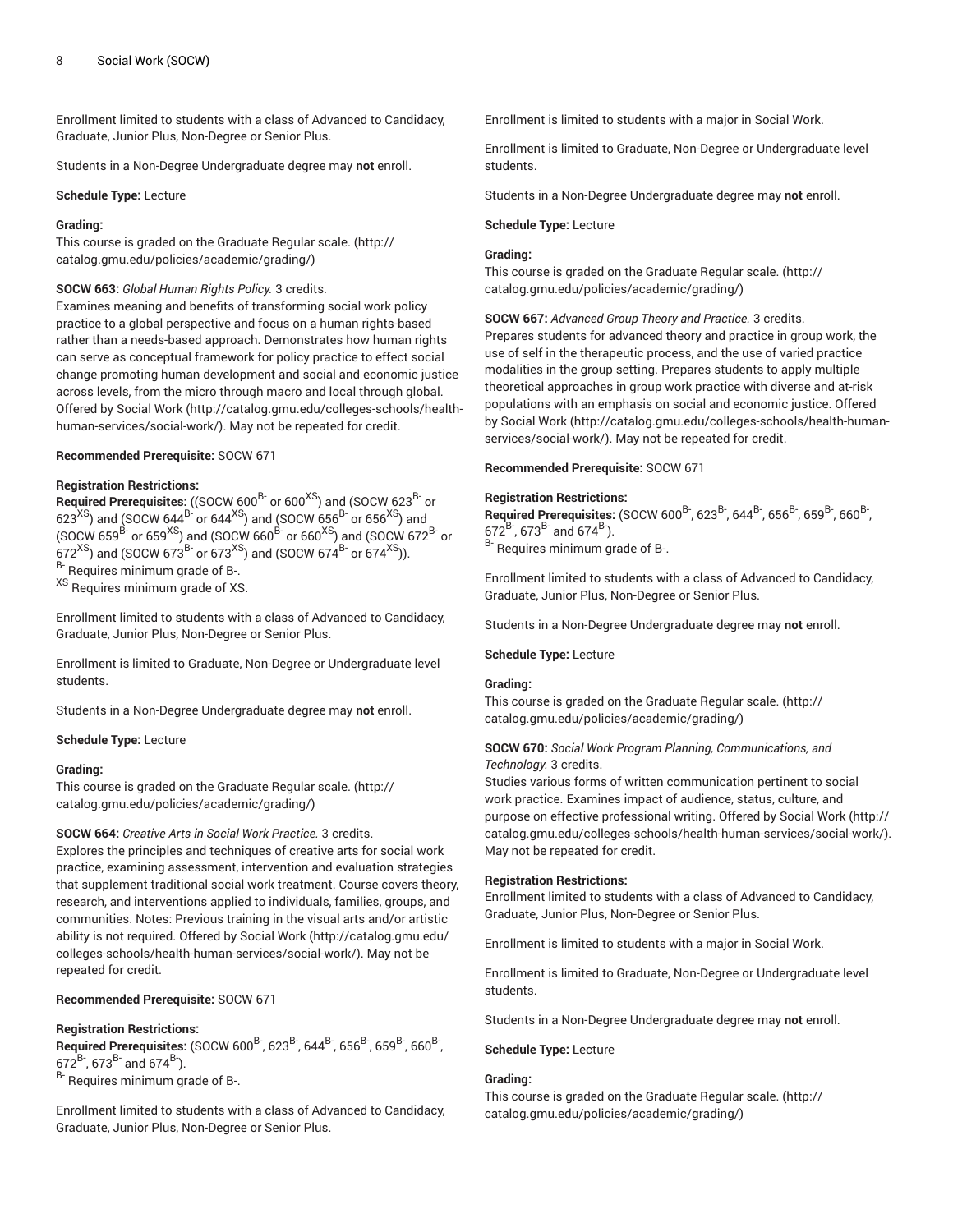Enrollment limited to students with a class of Advanced to Candidacy, Graduate, Junior Plus, Non-Degree or Senior Plus.

Students in a Non-Degree Undergraduate degree may **not** enroll.

**Schedule Type:** Lecture

**Grading:**
This course is graded on the Graduate Regular scale. (http://catalog.gmu.edu/policies/academic/grading/)

**SOCW 663:** *Global Human Rights Policy.* 3 credits.
Examines meaning and benefits of transforming social work policy practice to a global perspective and focus on a human rights-based rather than a needs-based approach. Demonstrates how human rights can serve as conceptual framework for policy practice to effect social change promoting human development and social and economic justice across levels, from the micro through macro and local through global. Offered by Social Work (http://catalog.gmu.edu/colleges-schools/health-human-services/social-work/). May not be repeated for credit.

**Recommended Prerequisite:** SOCW 671

**Registration Restrictions:**
**Required Prerequisites:** ((SOCW 600[B-] or 600[XS]) and (SOCW 623[B-] or 623[XS]) and (SOCW 644[B-] or 644[XS]) and (SOCW 656[B-] or 656[XS]) and (SOCW 659[B-] or 659[XS]) and (SOCW 660[B-] or 660[XS]) and (SOCW 672[B-] or 672[XS]) and (SOCW 673[B-] or 673[XS]) and (SOCW 674[B-] or 674[XS])).
[B-] Requires minimum grade of B-.
[XS] Requires minimum grade of XS.

Enrollment limited to students with a class of Advanced to Candidacy, Graduate, Junior Plus, Non-Degree or Senior Plus.

Enrollment is limited to Graduate, Non-Degree or Undergraduate level students.

Students in a Non-Degree Undergraduate degree may **not** enroll.

**Schedule Type:** Lecture

**Grading:**
This course is graded on the Graduate Regular scale. (http://catalog.gmu.edu/policies/academic/grading/)

**SOCW 664:** *Creative Arts in Social Work Practice.* 3 credits.
Explores the principles and techniques of creative arts for social work practice, examining assessment, intervention and evaluation strategies that supplement traditional social work treatment. Course covers theory, research, and interventions applied to individuals, families, groups, and communities. Notes: Previous training in the visual arts and/or artistic ability is not required. Offered by Social Work (http://catalog.gmu.edu/colleges-schools/health-human-services/social-work/). May not be repeated for credit.

**Recommended Prerequisite:** SOCW 671

**Registration Restrictions:**
**Required Prerequisites:** (SOCW 600[B-], 623[B-], 644[B-], 656[B-], 659[B-], 660[B-], 672[B-], 673[B-] and 674[B-]).
[B-] Requires minimum grade of B-.

Enrollment limited to students with a class of Advanced to Candidacy, Graduate, Junior Plus, Non-Degree or Senior Plus.

Enrollment is limited to students with a major in Social Work.

Enrollment is limited to Graduate, Non-Degree or Undergraduate level students.

Students in a Non-Degree Undergraduate degree may **not** enroll.

**Schedule Type:** Lecture

**Grading:**
This course is graded on the Graduate Regular scale. (http://catalog.gmu.edu/policies/academic/grading/)

**SOCW 667:** *Advanced Group Theory and Practice.* 3 credits.
Prepares students for advanced theory and practice in group work, the use of self in the therapeutic process, and the use of varied practice modalities in the group setting. Prepares students to apply multiple theoretical approaches in group work practice with diverse and at-risk populations with an emphasis on social and economic justice. Offered by Social Work (http://catalog.gmu.edu/colleges-schools/health-human-services/social-work/). May not be repeated for credit.

**Recommended Prerequisite:** SOCW 671

**Registration Restrictions:**
**Required Prerequisites:** (SOCW 600[B-], 623[B-], 644[B-], 656[B-], 659[B-], 660[B-], 672[B-], 673[B-] and 674[B-]).
[B-] Requires minimum grade of B-.

Enrollment limited to students with a class of Advanced to Candidacy, Graduate, Junior Plus, Non-Degree or Senior Plus.

Students in a Non-Degree Undergraduate degree may **not** enroll.

**Schedule Type:** Lecture

**Grading:**
This course is graded on the Graduate Regular scale. (http://catalog.gmu.edu/policies/academic/grading/)

**SOCW 670:** *Social Work Program Planning, Communications, and Technology.* 3 credits.
Studies various forms of written communication pertinent to social work practice. Examines impact of audience, status, culture, and purpose on effective professional writing. Offered by Social Work (http://catalog.gmu.edu/colleges-schools/health-human-services/social-work/). May not be repeated for credit.

**Registration Restrictions:**
Enrollment limited to students with a class of Advanced to Candidacy, Graduate, Junior Plus, Non-Degree or Senior Plus.

Enrollment is limited to students with a major in Social Work.

Enrollment is limited to Graduate, Non-Degree or Undergraduate level students.

Students in a Non-Degree Undergraduate degree may **not** enroll.

**Schedule Type:** Lecture

**Grading:**
This course is graded on the Graduate Regular scale. (http://catalog.gmu.edu/policies/academic/grading/)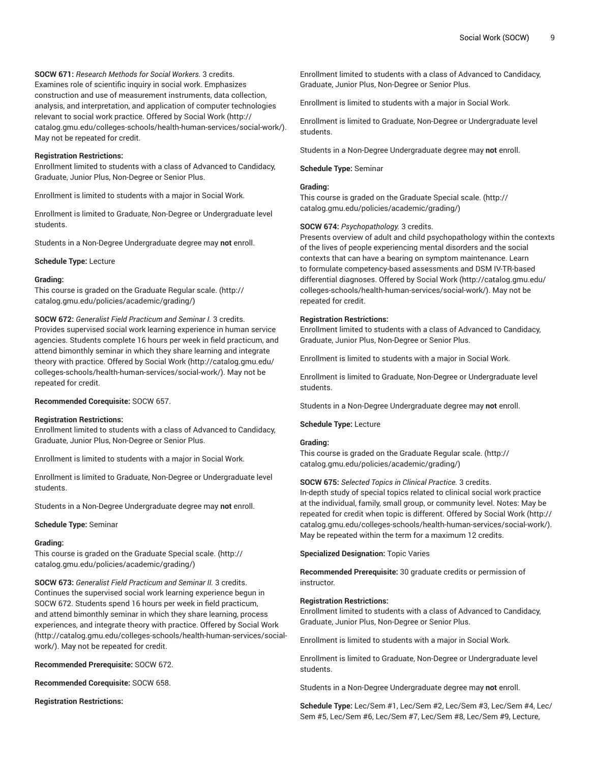**SOCW 671:** *Research Methods for Social Workers.* 3 credits.
Examines role of scientific inquiry in social work. Emphasizes construction and use of measurement instruments, data collection, analysis, and interpretation, and application of computer technologies relevant to social work practice. Offered by Social Work (http://catalog.gmu.edu/colleges-schools/health-human-services/social-work/). May not be repeated for credit.

**Registration Restrictions:**
Enrollment limited to students with a class of Advanced to Candidacy, Graduate, Junior Plus, Non-Degree or Senior Plus.

Enrollment is limited to students with a major in Social Work.

Enrollment is limited to Graduate, Non-Degree or Undergraduate level students.

Students in a Non-Degree Undergraduate degree may **not** enroll.

**Schedule Type:** Lecture

**Grading:**
This course is graded on the Graduate Regular scale. (http://catalog.gmu.edu/policies/academic/grading/)

**SOCW 672:** *Generalist Field Practicum and Seminar I.* 3 credits.
Provides supervised social work learning experience in human service agencies. Students complete 16 hours per week in field practicum, and attend bimonthly seminar in which they share learning and integrate theory with practice. Offered by Social Work (http://catalog.gmu.edu/colleges-schools/health-human-services/social-work/). May not be repeated for credit.

**Recommended Corequisite:** SOCW 657.

**Registration Restrictions:**
Enrollment limited to students with a class of Advanced to Candidacy, Graduate, Junior Plus, Non-Degree or Senior Plus.

Enrollment is limited to students with a major in Social Work.

Enrollment is limited to Graduate, Non-Degree or Undergraduate level students.

Students in a Non-Degree Undergraduate degree may **not** enroll.

**Schedule Type:** Seminar

**Grading:**
This course is graded on the Graduate Special scale. (http://catalog.gmu.edu/policies/academic/grading/)

**SOCW 673:** *Generalist Field Practicum and Seminar II.* 3 credits.
Continues the supervised social work learning experience begun in SOCW 672. Students spend 16 hours per week in field practicum, and attend bimonthly seminar in which they share learning, process experiences, and integrate theory with practice. Offered by Social Work (http://catalog.gmu.edu/colleges-schools/health-human-services/social-work/). May not be repeated for credit.

**Recommended Prerequisite:** SOCW 672.

**Recommended Corequisite:** SOCW 658.

**Registration Restrictions:**
Enrollment limited to students with a class of Advanced to Candidacy, Graduate, Junior Plus, Non-Degree or Senior Plus.

Enrollment is limited to students with a major in Social Work.

Enrollment is limited to Graduate, Non-Degree or Undergraduate level students.

Students in a Non-Degree Undergraduate degree may **not** enroll.

**Schedule Type:** Seminar

**Grading:**
This course is graded on the Graduate Special scale. (http://catalog.gmu.edu/policies/academic/grading/)

**SOCW 674:** *Psychopathology.* 3 credits.
Presents overview of adult and child psychopathology within the contexts of the lives of people experiencing mental disorders and the social contexts that can have a bearing on symptom maintenance. Learn to formulate competency-based assessments and DSM IV-TR-based differential diagnoses. Offered by Social Work (http://catalog.gmu.edu/colleges-schools/health-human-services/social-work/). May not be repeated for credit.

**Registration Restrictions:**
Enrollment limited to students with a class of Advanced to Candidacy, Graduate, Junior Plus, Non-Degree or Senior Plus.

Enrollment is limited to students with a major in Social Work.

Enrollment is limited to Graduate, Non-Degree or Undergraduate level students.

Students in a Non-Degree Undergraduate degree may **not** enroll.

**Schedule Type:** Lecture

**Grading:**
This course is graded on the Graduate Regular scale. (http://catalog.gmu.edu/policies/academic/grading/)

**SOCW 675:** *Selected Topics in Clinical Practice.* 3 credits.
In-depth study of special topics related to clinical social work practice at the individual, family, small group, or community level. Notes: May be repeated for credit when topic is different. Offered by Social Work (http://catalog.gmu.edu/colleges-schools/health-human-services/social-work/). May be repeated within the term for a maximum 12 credits.

**Specialized Designation:** Topic Varies

**Recommended Prerequisite:** 30 graduate credits or permission of instructor.

**Registration Restrictions:**
Enrollment limited to students with a class of Advanced to Candidacy, Graduate, Junior Plus, Non-Degree or Senior Plus.

Enrollment is limited to students with a major in Social Work.

Enrollment is limited to Graduate, Non-Degree or Undergraduate level students.

Students in a Non-Degree Undergraduate degree may **not** enroll.

**Schedule Type:** Lec/Sem #1, Lec/Sem #2, Lec/Sem #3, Lec/Sem #4, Lec/Sem #5, Lec/Sem #6, Lec/Sem #7, Lec/Sem #8, Lec/Sem #9, Lecture,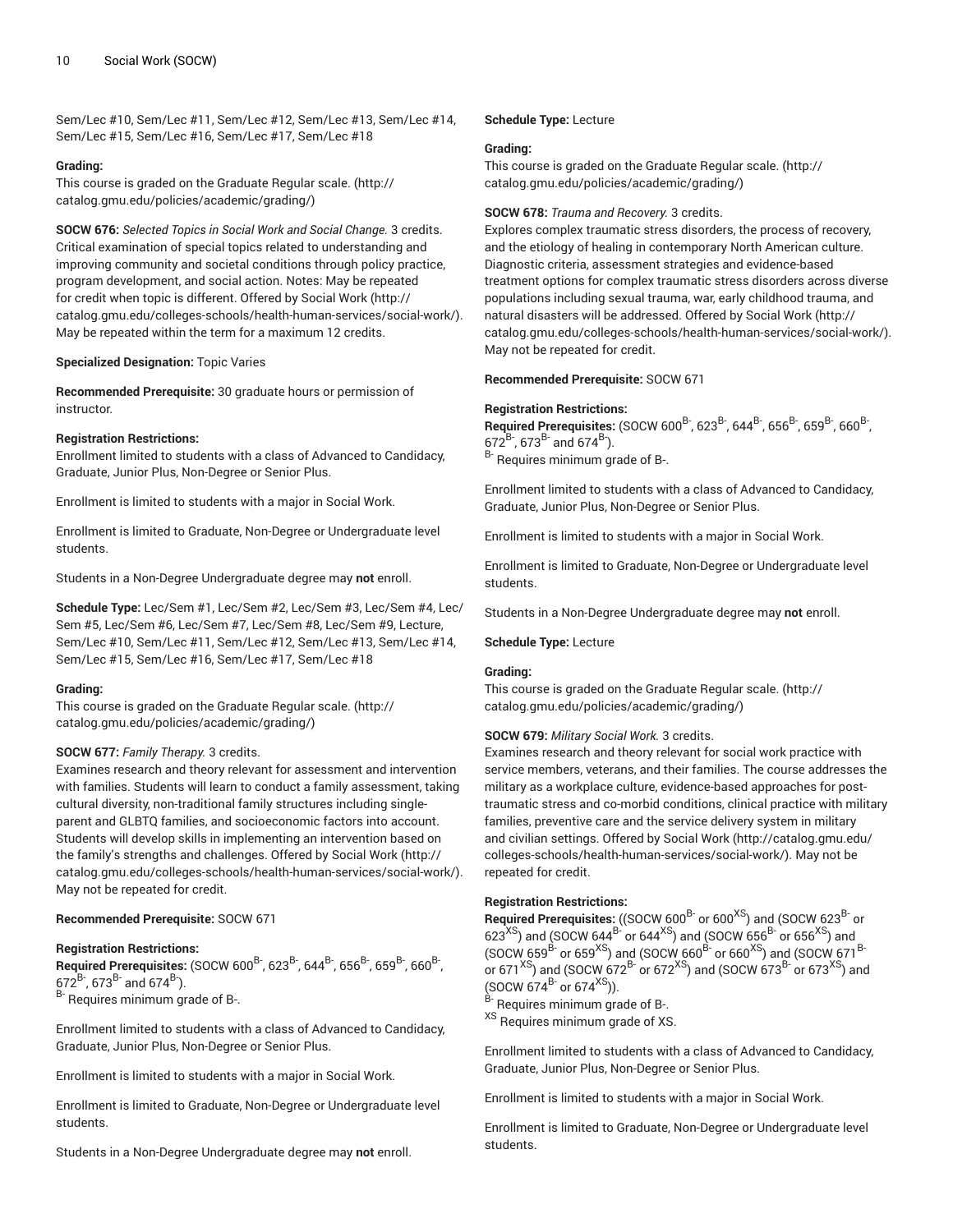Sem/Lec #10, Sem/Lec #11, Sem/Lec #12, Sem/Lec #13, Sem/Lec #14, Sem/Lec #15, Sem/Lec #16, Sem/Lec #17, Sem/Lec #18

**Grading:**
This course is graded on the Graduate Regular scale. (http://catalog.gmu.edu/policies/academic/grading/)

**SOCW 676:** *Selected Topics in Social Work and Social Change.* 3 credits.
Critical examination of special topics related to understanding and improving community and societal conditions through policy practice, program development, and social action. Notes: May be repeated for credit when topic is different. Offered by Social Work (http://catalog.gmu.edu/colleges-schools/health-human-services/social-work/). May be repeated within the term for a maximum 12 credits.

**Specialized Designation:** Topic Varies

**Recommended Prerequisite:** 30 graduate hours or permission of instructor.

**Registration Restrictions:**
Enrollment limited to students with a class of Advanced to Candidacy, Graduate, Junior Plus, Non-Degree or Senior Plus.

Enrollment is limited to students with a major in Social Work.

Enrollment is limited to Graduate, Non-Degree or Undergraduate level students.

Students in a Non-Degree Undergraduate degree may **not** enroll.

**Schedule Type:** Lec/Sem #1, Lec/Sem #2, Lec/Sem #3, Lec/Sem #4, Lec/Sem #5, Lec/Sem #6, Lec/Sem #7, Lec/Sem #8, Lec/Sem #9, Lecture, Sem/Lec #10, Sem/Lec #11, Sem/Lec #12, Sem/Lec #13, Sem/Lec #14, Sem/Lec #15, Sem/Lec #16, Sem/Lec #17, Sem/Lec #18

**Grading:**
This course is graded on the Graduate Regular scale. (http://catalog.gmu.edu/policies/academic/grading/)

**SOCW 677:** *Family Therapy.* 3 credits.
Examines research and theory relevant for assessment and intervention with families. Students will learn to conduct a family assessment, taking cultural diversity, non-traditional family structures including single-parent and GLBTQ families, and socioeconomic factors into account. Students will develop skills in implementing an intervention based on the family's strengths and challenges. Offered by Social Work (http://catalog.gmu.edu/colleges-schools/health-human-services/social-work/). May not be repeated for credit.

**Recommended Prerequisite:** SOCW 671

**Registration Restrictions:**
**Required Prerequisites:** (SOCW 600[B-], 623[B-], 644[B-], 656[B-], 659[B-], 660[B-], 672[B-], 673[B-] and 674[B-]).
[B-] Requires minimum grade of B-.

Enrollment limited to students with a class of Advanced to Candidacy, Graduate, Junior Plus, Non-Degree or Senior Plus.

Enrollment is limited to students with a major in Social Work.

Enrollment is limited to Graduate, Non-Degree or Undergraduate level students.

Students in a Non-Degree Undergraduate degree may **not** enroll.

**Schedule Type:** Lecture

**Grading:**
This course is graded on the Graduate Regular scale. (http://catalog.gmu.edu/policies/academic/grading/)

**SOCW 678:** *Trauma and Recovery.* 3 credits.
Explores complex traumatic stress disorders, the process of recovery, and the etiology of healing in contemporary North American culture. Diagnostic criteria, assessment strategies and evidence-based treatment options for complex traumatic stress disorders across diverse populations including sexual trauma, war, early childhood trauma, and natural disasters will be addressed. Offered by Social Work (http://catalog.gmu.edu/colleges-schools/health-human-services/social-work/). May not be repeated for credit.

**Recommended Prerequisite:** SOCW 671

**Registration Restrictions:**
**Required Prerequisites:** (SOCW 600[B-], 623[B-], 644[B-], 656[B-], 659[B-], 660[B-], 672[B-], 673[B-] and 674[B-]).
[B-] Requires minimum grade of B-.

Enrollment limited to students with a class of Advanced to Candidacy, Graduate, Junior Plus, Non-Degree or Senior Plus.

Enrollment is limited to students with a major in Social Work.

Enrollment is limited to Graduate, Non-Degree or Undergraduate level students.

Students in a Non-Degree Undergraduate degree may **not** enroll.

**Schedule Type:** Lecture

**Grading:**
This course is graded on the Graduate Regular scale. (http://catalog.gmu.edu/policies/academic/grading/)

**SOCW 679:** *Military Social Work.* 3 credits.
Examines research and theory relevant for social work practice with service members, veterans, and their families. The course addresses the military as a workplace culture, evidence-based approaches for post-traumatic stress and co-morbid conditions, clinical practice with military families, preventive care and the service delivery system in military and civilian settings. Offered by Social Work (http://catalog.gmu.edu/colleges-schools/health-human-services/social-work/). May not be repeated for credit.

**Registration Restrictions:**
**Required Prerequisites:** ((SOCW 600[B-] or 600[XS]) and (SOCW 623[B-] or 623[XS]) and (SOCW 644[B-] or 644[XS]) and (SOCW 656[B-] or 656[XS]) and (SOCW 659[B-] or 659[XS]) and (SOCW 660[B-] or 660[XS]) and (SOCW 671[B-] or 671[XS]) and (SOCW 672[B-] or 672[XS]) and (SOCW 673[B-] or 673[XS]) and (SOCW 674[B-] or 674[XS])).
[B-] Requires minimum grade of B-.
[XS] Requires minimum grade of XS.

Enrollment limited to students with a class of Advanced to Candidacy, Graduate, Junior Plus, Non-Degree or Senior Plus.

Enrollment is limited to students with a major in Social Work.

Enrollment is limited to Graduate, Non-Degree or Undergraduate level students.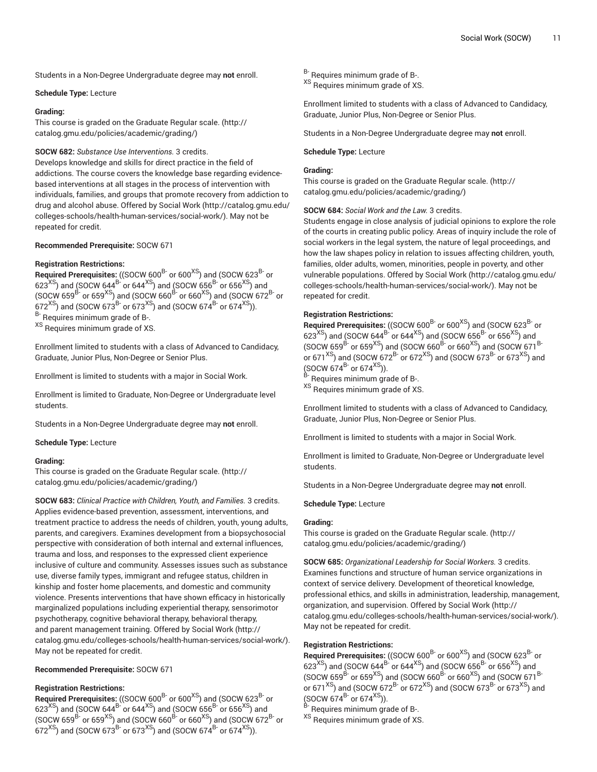Students in a Non-Degree Undergraduate degree may **not** enroll.

**Schedule Type:** Lecture

**Grading:**
This course is graded on the Graduate Regular scale. (http://catalog.gmu.edu/policies/academic/grading/)

**SOCW 682:** *Substance Use Interventions.* 3 credits.
Develops knowledge and skills for direct practice in the field of addictions. The course covers the knowledge base regarding evidence-based interventions at all stages in the process of intervention with individuals, families, and groups that promote recovery from addiction to drug and alcohol abuse. Offered by Social Work (http://catalog.gmu.edu/colleges-schools/health-human-services/social-work/). May not be repeated for credit.

**Recommended Prerequisite:** SOCW 671

**Registration Restrictions:**
**Required Prerequisites:** ((SOCW 600$^{B-}$ or 600$^{XS}$) and (SOCW 623$^{B-}$ or 623$^{XS}$) and (SOCW 644$^{B-}$ or 644$^{XS}$) and (SOCW 656$^{B-}$ or 656$^{XS}$) and (SOCW 659$^{B-}$ or 659$^{XS}$) and (SOCW 660$^{B-}$ or 660$^{XS}$) and (SOCW 672$^{B-}$ or 672$^{XS}$) and (SOCW 673$^{B-}$ or 673$^{XS}$) and (SOCW 674$^{B-}$ or 674$^{XS}$)).
$^{B-}$ Requires minimum grade of B-.
$^{XS}$ Requires minimum grade of XS.

Enrollment limited to students with a class of Advanced to Candidacy, Graduate, Junior Plus, Non-Degree or Senior Plus.

Enrollment is limited to students with a major in Social Work.

Enrollment is limited to Graduate, Non-Degree or Undergraduate level students.

Students in a Non-Degree Undergraduate degree may **not** enroll.

**Schedule Type:** Lecture

**Grading:**
This course is graded on the Graduate Regular scale. (http://catalog.gmu.edu/policies/academic/grading/)

**SOCW 683:** *Clinical Practice with Children, Youth, and Families.* 3 credits.
Applies evidence-based prevention, assessment, interventions, and treatment practice to address the needs of children, youth, young adults, parents, and caregivers. Examines development from a biopsychosocial perspective with consideration of both internal and external influences, trauma and loss, and responses to the expressed client experience inclusive of culture and community. Assesses issues such as substance use, diverse family types, immigrant and refugee status, children in kinship and foster home placements, and domestic and community violence. Presents interventions that have shown efficacy in historically marginalized populations including experiential therapy, sensorimotor psychotherapy, cognitive behavioral therapy, behavioral therapy, and parent management training. Offered by Social Work (http://catalog.gmu.edu/colleges-schools/health-human-services/social-work/). May not be repeated for credit.

**Recommended Prerequisite:** SOCW 671

**Registration Restrictions:**
**Required Prerequisites:** ((SOCW 600$^{B-}$ or 600$^{XS}$) and (SOCW 623$^{B-}$ or 623$^{XS}$) and (SOCW 644$^{B-}$ or 644$^{XS}$) and (SOCW 656$^{B-}$ or 656$^{XS}$) and (SOCW 659$^{B-}$ or 659$^{XS}$) and (SOCW 660$^{B-}$ or 660$^{XS}$) and (SOCW 672$^{B-}$ or 672$^{XS}$) and (SOCW 673$^{B-}$ or 673$^{XS}$) and (SOCW 674$^{B-}$ or 674$^{XS}$)).
$^{B-}$ Requires minimum grade of B-.
$^{XS}$ Requires minimum grade of XS.

Enrollment limited to students with a class of Advanced to Candidacy, Graduate, Junior Plus, Non-Degree or Senior Plus.

Students in a Non-Degree Undergraduate degree may **not** enroll.

**Schedule Type:** Lecture

**Grading:**
This course is graded on the Graduate Regular scale. (http://catalog.gmu.edu/policies/academic/grading/)

**SOCW 684:** *Social Work and the Law.* 3 credits.
Students engage in close analysis of judicial opinions to explore the role of the courts in creating public policy. Areas of inquiry include the role of social workers in the legal system, the nature of legal proceedings, and how the law shapes policy in relation to issues affecting children, youth, families, older adults, women, minorities, people in poverty, and other vulnerable populations. Offered by Social Work (http://catalog.gmu.edu/colleges-schools/health-human-services/social-work/). May not be repeated for credit.

**Registration Restrictions:**
**Required Prerequisites:** ((SOCW 600$^{B-}$ or 600$^{XS}$) and (SOCW 623$^{B-}$ or 623$^{XS}$) and (SOCW 644$^{B-}$ or 644$^{XS}$) and (SOCW 656$^{B-}$ or 656$^{XS}$) and (SOCW 659$^{B-}$ or 659$^{XS}$) and (SOCW 660$^{B-}$ or 660$^{XS}$) and (SOCW 671$^{B-}$ or 671$^{XS}$) and (SOCW 672$^{B-}$ or 672$^{XS}$) and (SOCW 673$^{B-}$ or 673$^{XS}$) and (SOCW 674$^{B-}$ or 674$^{XS}$)).
$^{B-}$ Requires minimum grade of B-.
$^{XS}$ Requires minimum grade of XS.

Enrollment limited to students with a class of Advanced to Candidacy, Graduate, Junior Plus, Non-Degree or Senior Plus.

Enrollment is limited to students with a major in Social Work.

Enrollment is limited to Graduate, Non-Degree or Undergraduate level students.

Students in a Non-Degree Undergraduate degree may **not** enroll.

**Schedule Type:** Lecture

**Grading:**
This course is graded on the Graduate Regular scale. (http://catalog.gmu.edu/policies/academic/grading/)

**SOCW 685:** *Organizational Leadership for Social Workers.* 3 credits.
Examines functions and structure of human service organizations in context of service delivery. Development of theoretical knowledge, professional ethics, and skills in administration, leadership, management, organization, and supervision. Offered by Social Work (http://catalog.gmu.edu/colleges-schools/health-human-services/social-work/). May not be repeated for credit.

**Registration Restrictions:**
**Required Prerequisites:** ((SOCW 600$^{B-}$ or 600$^{XS}$) and (SOCW 623$^{B-}$ or 623$^{XS}$) and (SOCW 644$^{B-}$ or 644$^{XS}$) and (SOCW 656$^{B-}$ or 656$^{XS}$) and (SOCW 659$^{B-}$ or 659$^{XS}$) and (SOCW 660$^{B-}$ or 660$^{XS}$) and (SOCW 671$^{B-}$ or 671$^{XS}$) and (SOCW 672$^{B-}$ or 672$^{XS}$) and (SOCW 673$^{B-}$ or 673$^{XS}$) and (SOCW 674$^{B-}$ or 674$^{XS}$)).
$^{B-}$ Requires minimum grade of B-.
$^{XS}$ Requires minimum grade of XS.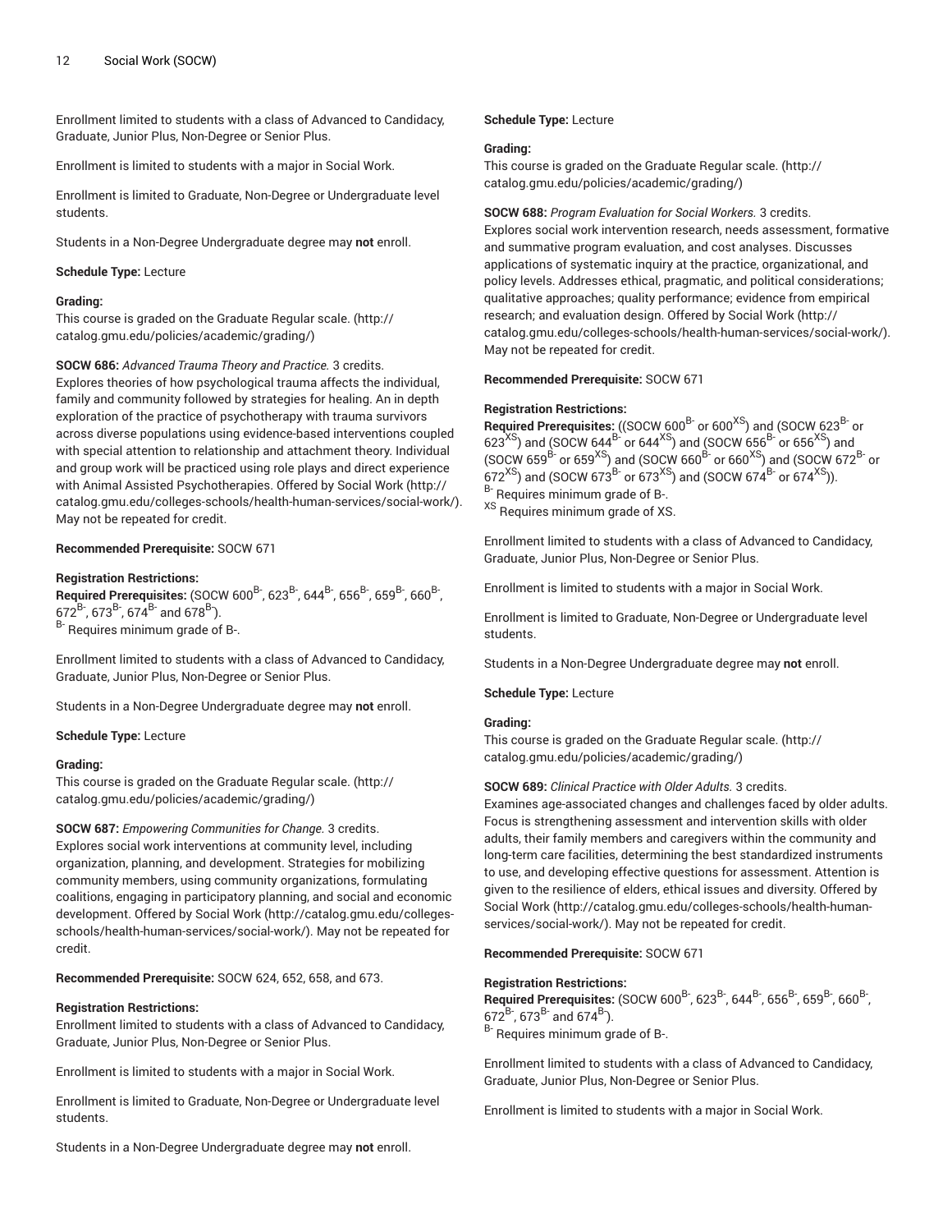Enrollment limited to students with a class of Advanced to Candidacy, Graduate, Junior Plus, Non-Degree or Senior Plus.

Enrollment is limited to students with a major in Social Work.

Enrollment is limited to Graduate, Non-Degree or Undergraduate level students.

Students in a Non-Degree Undergraduate degree may **not** enroll.

**Schedule Type:** Lecture

**Grading:**
This course is graded on the Graduate Regular scale. (http://catalog.gmu.edu/policies/academic/grading/)

**SOCW 686:** *Advanced Trauma Theory and Practice.* 3 credits.
Explores theories of how psychological trauma affects the individual, family and community followed by strategies for healing. An in depth exploration of the practice of psychotherapy with trauma survivors across diverse populations using evidence-based interventions coupled with special attention to relationship and attachment theory. Individual and group work will be practiced using role plays and direct experience with Animal Assisted Psychotherapies. Offered by Social Work (http://catalog.gmu.edu/colleges-schools/health-human-services/social-work/). May not be repeated for credit.

**Recommended Prerequisite:** SOCW 671

**Registration Restrictions:**
**Required Prerequisites:** (SOCW $600^{B-}$, $623^{B-}$, $644^{B-}$, $656^{B-}$, $659^{B-}$, $660^{B-}$, $672^{B-}$, $673^{B-}$, $674^{B-}$ and $678^{B-}$).
$^{B-}$ Requires minimum grade of B-.

Enrollment limited to students with a class of Advanced to Candidacy, Graduate, Junior Plus, Non-Degree or Senior Plus.

Students in a Non-Degree Undergraduate degree may **not** enroll.

**Schedule Type:** Lecture

**Grading:**
This course is graded on the Graduate Regular scale. (http://catalog.gmu.edu/policies/academic/grading/)

**SOCW 687:** *Empowering Communities for Change.* 3 credits.
Explores social work interventions at community level, including organization, planning, and development. Strategies for mobilizing community members, using community organizations, formulating coalitions, engaging in participatory planning, and social and economic development. Offered by Social Work (http://catalog.gmu.edu/colleges-schools/health-human-services/social-work/). May not be repeated for credit.

**Recommended Prerequisite:** SOCW 624, 652, 658, and 673.

**Registration Restrictions:**
Enrollment limited to students with a class of Advanced to Candidacy, Graduate, Junior Plus, Non-Degree or Senior Plus.

Enrollment is limited to students with a major in Social Work.

Enrollment is limited to Graduate, Non-Degree or Undergraduate level students.

Students in a Non-Degree Undergraduate degree may **not** enroll.

**Schedule Type:** Lecture

**Grading:**
This course is graded on the Graduate Regular scale. (http://catalog.gmu.edu/policies/academic/grading/)

**SOCW 688:** *Program Evaluation for Social Workers.* 3 credits.
Explores social work intervention research, needs assessment, formative and summative program evaluation, and cost analyses. Discusses applications of systematic inquiry at the practice, organizational, and policy levels. Addresses ethical, pragmatic, and political considerations; qualitative approaches; quality performance; evidence from empirical research; and evaluation design. Offered by Social Work (http://catalog.gmu.edu/colleges-schools/health-human-services/social-work/). May not be repeated for credit.

**Recommended Prerequisite:** SOCW 671

**Registration Restrictions:**
**Required Prerequisites:** ((SOCW $600^{B-}$ or $600^{XS}$) and (SOCW $623^{B-}$ or $623^{XS}$) and (SOCW $644^{B-}$ or $644^{XS}$) and (SOCW $656^{B-}$ or $656^{XS}$) and (SOCW $659^{B-}$ or $659^{XS}$) and (SOCW $660^{B-}$ or $660^{XS}$) and (SOCW $672^{B-}$ or $672^{XS}$) and (SOCW $673^{B-}$ or $673^{XS}$) and (SOCW $674^{B-}$ or $674^{XS}$)).
$^{B-}$ Requires minimum grade of B-.
$^{XS}$ Requires minimum grade of XS.

Enrollment limited to students with a class of Advanced to Candidacy, Graduate, Junior Plus, Non-Degree or Senior Plus.

Enrollment is limited to students with a major in Social Work.

Enrollment is limited to Graduate, Non-Degree or Undergraduate level students.

Students in a Non-Degree Undergraduate degree may **not** enroll.

**Schedule Type:** Lecture

**Grading:**
This course is graded on the Graduate Regular scale. (http://catalog.gmu.edu/policies/academic/grading/)

**SOCW 689:** *Clinical Practice with Older Adults.* 3 credits.
Examines age-associated changes and challenges faced by older adults. Focus is strengthening assessment and intervention skills with older adults, their family members and caregivers within the community and long-term care facilities, determining the best standardized instruments to use, and developing effective questions for assessment. Attention is given to the resilience of elders, ethical issues and diversity. Offered by Social Work (http://catalog.gmu.edu/colleges-schools/health-human-services/social-work/). May not be repeated for credit.

**Recommended Prerequisite:** SOCW 671

**Registration Restrictions:**
**Required Prerequisites:** (SOCW $600^{B-}$, $623^{B-}$, $644^{B-}$, $656^{B-}$, $659^{B-}$, $660^{B-}$, $672^{B-}$, $673^{B-}$ and $674^{B-}$).
$^{B-}$ Requires minimum grade of B-.

Enrollment limited to students with a class of Advanced to Candidacy, Graduate, Junior Plus, Non-Degree or Senior Plus.

Enrollment is limited to students with a major in Social Work.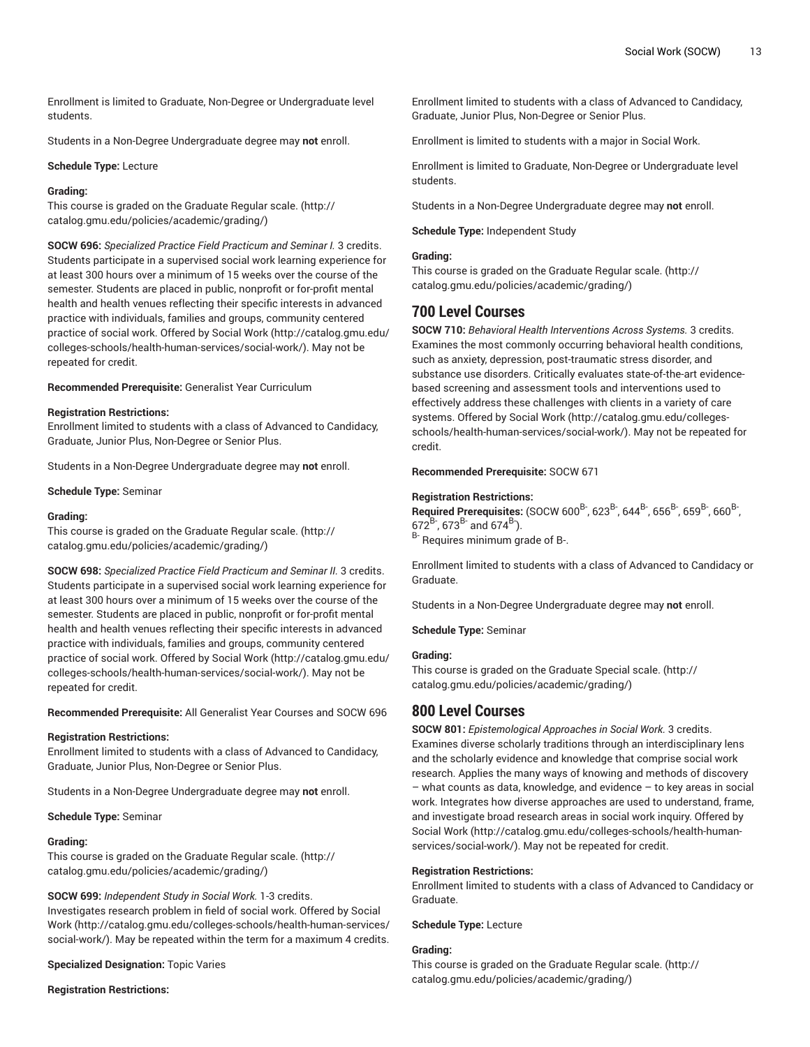Enrollment is limited to Graduate, Non-Degree or Undergraduate level students.

Students in a Non-Degree Undergraduate degree may **not** enroll.

**Schedule Type:** Lecture

**Grading:**
This course is graded on the Graduate Regular scale. (http://catalog.gmu.edu/policies/academic/grading/)

**SOCW 696:** *Specialized Practice Field Practicum and Seminar I.* 3 credits.
Students participate in a supervised social work learning experience for at least 300 hours over a minimum of 15 weeks over the course of the semester. Students are placed in public, nonprofit or for-profit mental health and health venues reflecting their specific interests in advanced practice with individuals, families and groups, community centered practice of social work. Offered by Social Work (http://catalog.gmu.edu/colleges-schools/health-human-services/social-work/). May not be repeated for credit.

**Recommended Prerequisite:** Generalist Year Curriculum

**Registration Restrictions:**
Enrollment limited to students with a class of Advanced to Candidacy, Graduate, Junior Plus, Non-Degree or Senior Plus.

Students in a Non-Degree Undergraduate degree may **not** enroll.

**Schedule Type:** Seminar

**Grading:**
This course is graded on the Graduate Regular scale. (http://catalog.gmu.edu/policies/academic/grading/)

**SOCW 698:** *Specialized Practice Field Practicum and Seminar II.* 3 credits.
Students participate in a supervised social work learning experience for at least 300 hours over a minimum of 15 weeks over the course of the semester. Students are placed in public, nonprofit or for-profit mental health and health venues reflecting their specific interests in advanced practice with individuals, families and groups, community centered practice of social work. Offered by Social Work (http://catalog.gmu.edu/colleges-schools/health-human-services/social-work/). May not be repeated for credit.

**Recommended Prerequisite:** All Generalist Year Courses and SOCW 696

**Registration Restrictions:**
Enrollment limited to students with a class of Advanced to Candidacy, Graduate, Junior Plus, Non-Degree or Senior Plus.

Students in a Non-Degree Undergraduate degree may **not** enroll.

**Schedule Type:** Seminar

**Grading:**
This course is graded on the Graduate Regular scale. (http://catalog.gmu.edu/policies/academic/grading/)

**SOCW 699:** *Independent Study in Social Work.* 1-3 credits.
Investigates research problem in field of social work. Offered by Social Work (http://catalog.gmu.edu/colleges-schools/health-human-services/social-work/). May be repeated within the term for a maximum 4 credits.

**Specialized Designation:** Topic Varies

**Registration Restrictions:**
Enrollment limited to students with a class of Advanced to Candidacy, Graduate, Junior Plus, Non-Degree or Senior Plus.

Enrollment is limited to students with a major in Social Work.

Enrollment is limited to Graduate, Non-Degree or Undergraduate level students.

Students in a Non-Degree Undergraduate degree may **not** enroll.

**Schedule Type:** Independent Study

**Grading:**
This course is graded on the Graduate Regular scale. (http://catalog.gmu.edu/policies/academic/grading/)

## 700 Level Courses

**SOCW 710:** *Behavioral Health Interventions Across Systems.* 3 credits.
Examines the most commonly occurring behavioral health conditions, such as anxiety, depression, post-traumatic stress disorder, and substance use disorders. Critically evaluates state-of-the-art evidence-based screening and assessment tools and interventions used to effectively address these challenges with clients in a variety of care systems. Offered by Social Work (http://catalog.gmu.edu/colleges-schools/health-human-services/social-work/). May not be repeated for credit.

**Recommended Prerequisite:** SOCW 671

**Registration Restrictions:**
**Required Prerequisites:** (SOCW 600$^{B-}$, 623$^{B-}$, 644$^{B-}$, 656$^{B-}$, 659$^{B-}$, 660$^{B-}$, 672$^{B-}$, 673$^{B-}$ and 674$^{B-}$).
$^{B-}$ Requires minimum grade of B-.

Enrollment limited to students with a class of Advanced to Candidacy or Graduate.

Students in a Non-Degree Undergraduate degree may **not** enroll.

**Schedule Type:** Seminar

**Grading:**
This course is graded on the Graduate Special scale. (http://catalog.gmu.edu/policies/academic/grading/)

## 800 Level Courses

**SOCW 801:** *Epistemological Approaches in Social Work.* 3 credits.
Examines diverse scholarly traditions through an interdisciplinary lens and the scholarly evidence and knowledge that comprise social work research. Applies the many ways of knowing and methods of discovery – what counts as data, knowledge, and evidence – to key areas in social work. Integrates how diverse approaches are used to understand, frame, and investigate broad research areas in social work inquiry. Offered by Social Work (http://catalog.gmu.edu/colleges-schools/health-human-services/social-work/). May not be repeated for credit.

**Registration Restrictions:**
Enrollment limited to students with a class of Advanced to Candidacy or Graduate.

**Schedule Type:** Lecture

**Grading:**
This course is graded on the Graduate Regular scale. (http://catalog.gmu.edu/policies/academic/grading/)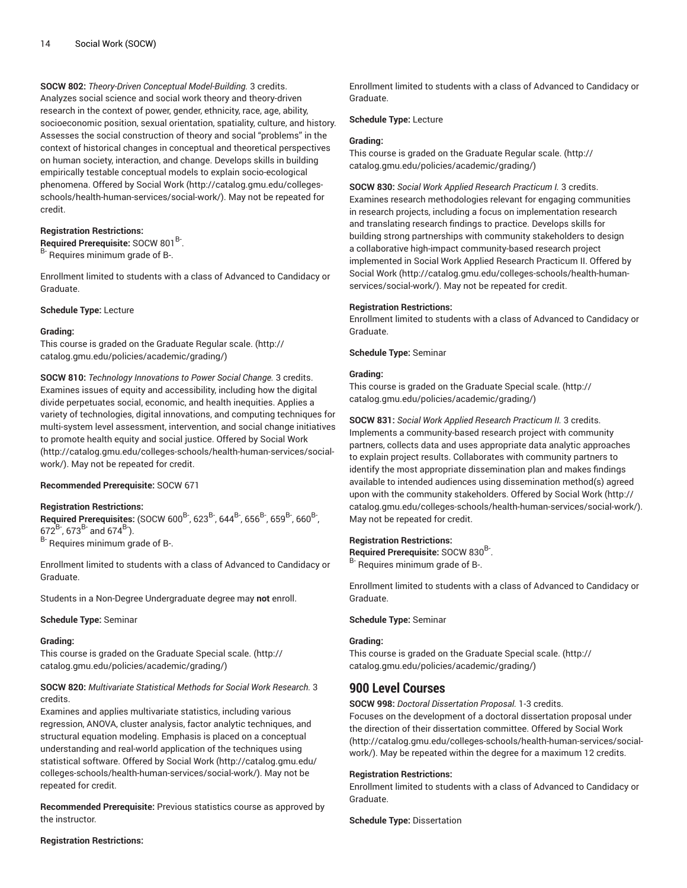**SOCW 802:** *Theory-Driven Conceptual Model-Building.* 3 credits.
Analyzes social science and social work theory and theory-driven research in the context of power, gender, ethnicity, race, age, ability, socioeconomic position, sexual orientation, spatiality, culture, and history. Assesses the social construction of theory and social "problems" in the context of historical changes in conceptual and theoretical perspectives on human society, interaction, and change. Develops skills in building empirically testable conceptual models to explain socio-ecological phenomena. Offered by Social Work (http://catalog.gmu.edu/colleges-schools/health-human-services/social-work/). May not be repeated for credit.

**Registration Restrictions:**
**Required Prerequisite:** SOCW 801[B-].
[B-] Requires minimum grade of B-.

Enrollment limited to students with a class of Advanced to Candidacy or Graduate.

**Schedule Type:** Lecture

**Grading:**
This course is graded on the Graduate Regular scale. (http://catalog.gmu.edu/policies/academic/grading/)

**SOCW 810:** *Technology Innovations to Power Social Change.* 3 credits.
Examines issues of equity and accessibility, including how the digital divide perpetuates social, economic, and health inequities. Applies a variety of technologies, digital innovations, and computing techniques for multi-system level assessment, intervention, and social change initiatives to promote health equity and social justice. Offered by Social Work (http://catalog.gmu.edu/colleges-schools/health-human-services/social-work/). May not be repeated for credit.

**Recommended Prerequisite:** SOCW 671

**Registration Restrictions:**
**Required Prerequisites:** (SOCW 600[B-], 623[B-], 644[B-], 656[B-], 659[B-], 660[B-], 672[B-], 673[B-] and 674[B-]).
[B-] Requires minimum grade of B-.

Enrollment limited to students with a class of Advanced to Candidacy or Graduate.

Students in a Non-Degree Undergraduate degree may **not** enroll.

**Schedule Type:** Seminar

**Grading:**
This course is graded on the Graduate Special scale. (http://catalog.gmu.edu/policies/academic/grading/)

**SOCW 820:** *Multivariate Statistical Methods for Social Work Research.* 3 credits.
Examines and applies multivariate statistics, including various regression, ANOVA, cluster analysis, factor analytic techniques, and structural equation modeling. Emphasis is placed on a conceptual understanding and real-world application of the techniques using statistical software. Offered by Social Work (http://catalog.gmu.edu/colleges-schools/health-human-services/social-work/). May not be repeated for credit.

**Recommended Prerequisite:** Previous statistics course as approved by the instructor.

**Registration Restrictions:**

Enrollment limited to students with a class of Advanced to Candidacy or Graduate.

**Schedule Type:** Lecture

**Grading:**
This course is graded on the Graduate Regular scale. (http://catalog.gmu.edu/policies/academic/grading/)

**SOCW 830:** *Social Work Applied Research Practicum I.* 3 credits.
Examines research methodologies relevant for engaging communities in research projects, including a focus on implementation research and translating research findings to practice. Develops skills for building strong partnerships with community stakeholders to design a collaborative high-impact community-based research project implemented in Social Work Applied Research Practicum II. Offered by Social Work (http://catalog.gmu.edu/colleges-schools/health-human-services/social-work/). May not be repeated for credit.

**Registration Restrictions:**
Enrollment limited to students with a class of Advanced to Candidacy or Graduate.

**Schedule Type:** Seminar

**Grading:**
This course is graded on the Graduate Special scale. (http://catalog.gmu.edu/policies/academic/grading/)

**SOCW 831:** *Social Work Applied Research Practicum II.* 3 credits.
Implements a community-based research project with community partners, collects data and uses appropriate data analytic approaches to explain project results. Collaborates with community partners to identify the most appropriate dissemination plan and makes findings available to intended audiences using dissemination method(s) agreed upon with the community stakeholders. Offered by Social Work (http://catalog.gmu.edu/colleges-schools/health-human-services/social-work/). May not be repeated for credit.

**Registration Restrictions:**
**Required Prerequisite:** SOCW 830[B-].
[B-] Requires minimum grade of B-.

Enrollment limited to students with a class of Advanced to Candidacy or Graduate.

**Schedule Type:** Seminar

**Grading:**
This course is graded on the Graduate Special scale. (http://catalog.gmu.edu/policies/academic/grading/)

## 900 Level Courses

**SOCW 998:** *Doctoral Dissertation Proposal.* 1-3 credits.
Focuses on the development of a doctoral dissertation proposal under the direction of their dissertation committee. Offered by Social Work (http://catalog.gmu.edu/colleges-schools/health-human-services/social-work/). May be repeated within the degree for a maximum 12 credits.

**Registration Restrictions:**
Enrollment limited to students with a class of Advanced to Candidacy or Graduate.

**Schedule Type:** Dissertation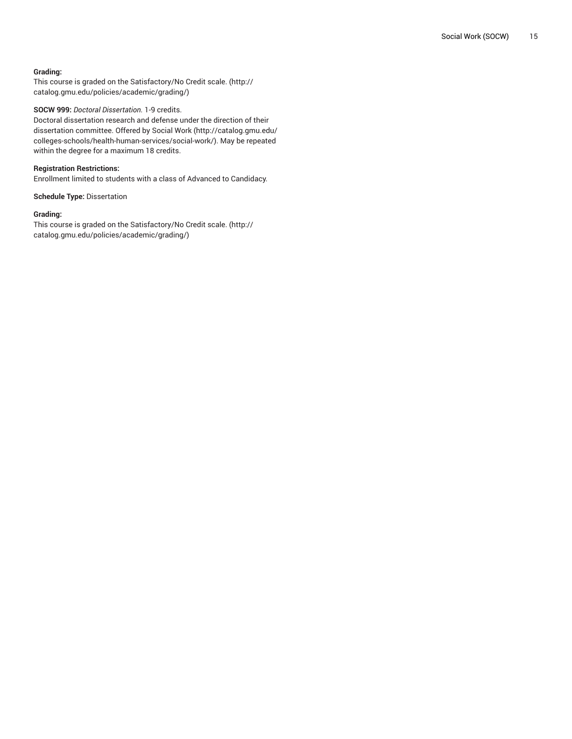**Grading:**
This course is graded on the Satisfactory/No Credit scale. (http://catalog.gmu.edu/policies/academic/grading/)

**SOCW 999:** *Doctoral Dissertation.* 1-9 credits.
Doctoral dissertation research and defense under the direction of their dissertation committee. Offered by Social Work (http://catalog.gmu.edu/colleges-schools/health-human-services/social-work/). May be repeated within the degree for a maximum 18 credits.

**Registration Restrictions:**
Enrollment limited to students with a class of Advanced to Candidacy.

**Schedule Type:** Dissertation

**Grading:**
This course is graded on the Satisfactory/No Credit scale. (http://catalog.gmu.edu/policies/academic/grading/)